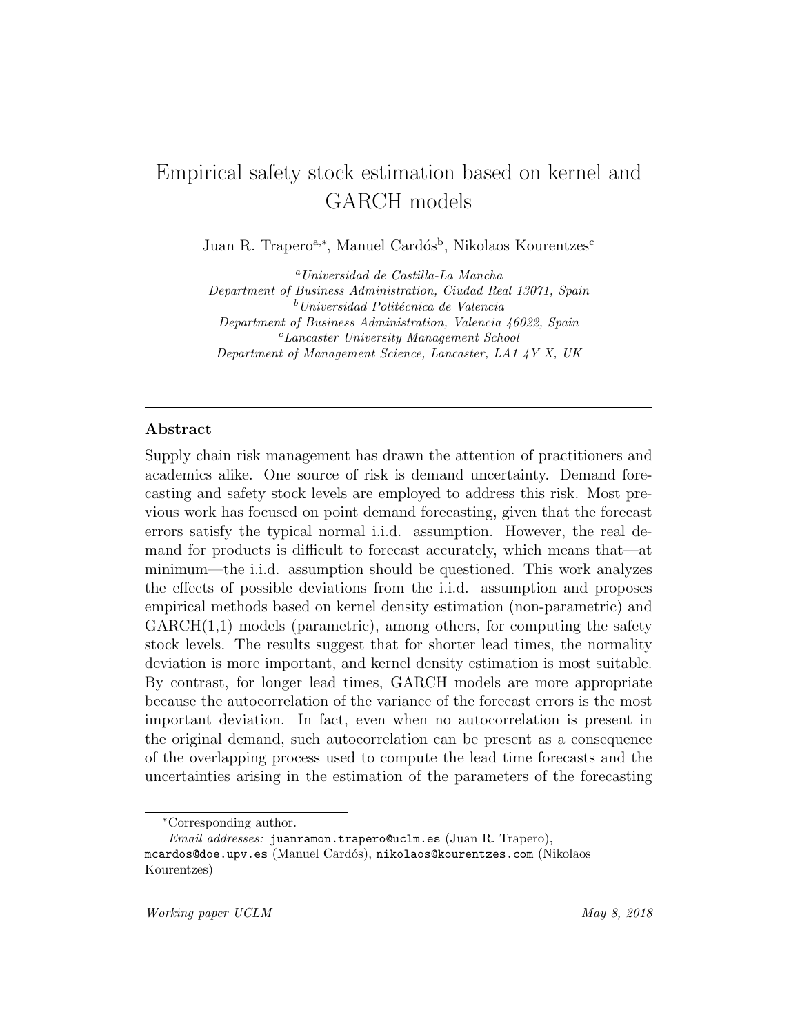# Empirical safety stock estimation based on kernel and GARCH models

Juan R. Trapero[a,*], Manuel Cardós[b], Nikolaos Kourentzes[c]

[a] *Universidad de Castilla-La Mancha*
*Department of Business Administration, Ciudad Real 13071, Spain*
[b] *Universidad Politécnica de Valencia*
*Department of Business Administration, Valencia 46022, Spain*
[c] *Lancaster University Management School*
*Department of Management Science, Lancaster, LA1 4Y X, UK*

---

## Abstract

Supply chain risk management has drawn the attention of practitioners and academics alike. One source of risk is demand uncertainty. Demand forecasting and safety stock levels are employed to address this risk. Most previous work has focused on point demand forecasting, given that the forecast errors satisfy the typical normal i.i.d. assumption. However, the real demand for products is difficult to forecast accurately, which means that—at minimum—the i.i.d. assumption should be questioned. This work analyzes the effects of possible deviations from the i.i.d. assumption and proposes empirical methods based on kernel density estimation (non-parametric) and GARCH(1,1) models (parametric), among others, for computing the safety stock levels. The results suggest that for shorter lead times, the normality deviation is more important, and kernel density estimation is most suitable. By contrast, for longer lead times, GARCH models are more appropriate because the autocorrelation of the variance of the forecast errors is the most important deviation. In fact, even when no autocorrelation is present in the original demand, such autocorrelation can be present as a consequence of the overlapping process used to compute the lead time forecasts and the uncertainties arising in the estimation of the parameters of the forecasting

---

*Corresponding author.

*Email addresses:* juanramon.trapero@uclm.es (Juan R. Trapero), mcardos@doe.upv.es (Manuel Cardós), nikolaos@kourentzes.com (Nikolaos Kourentzes)

*Working paper UCLM* *May 8, 2018*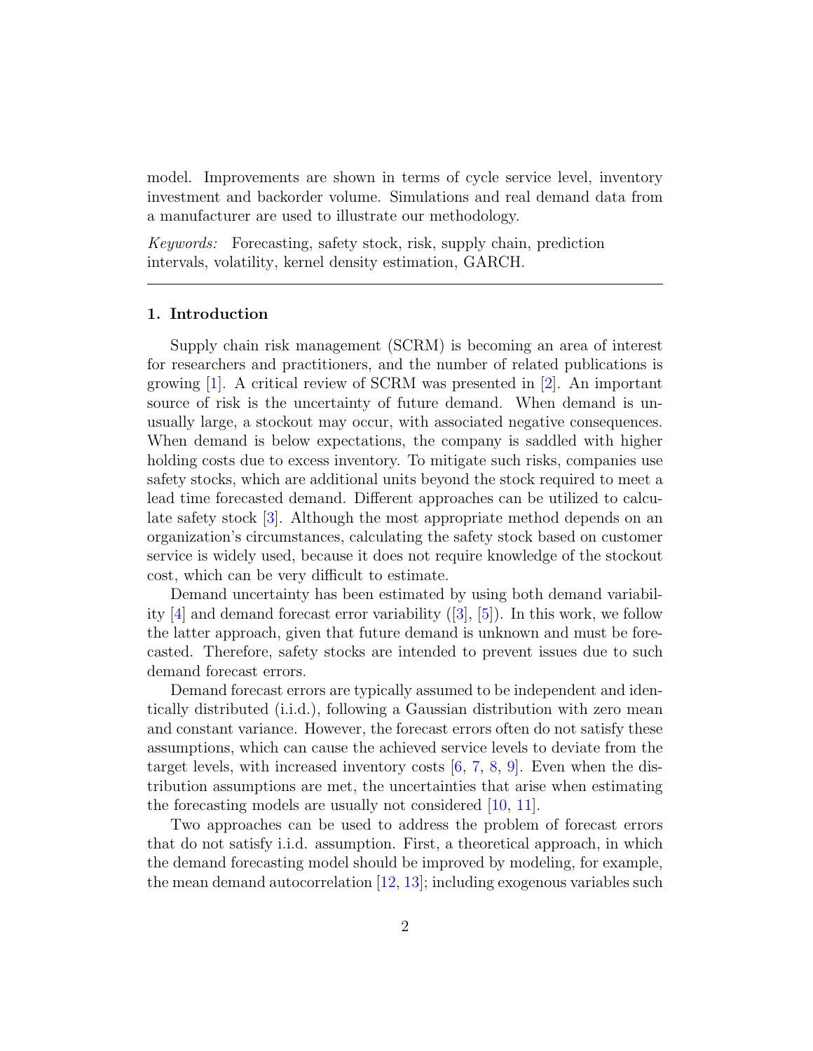model. Improvements are shown in terms of cycle service level, inventory investment and backorder volume. Simulations and real demand data from a manufacturer are used to illustrate our methodology.

*Keywords:* Forecasting, safety stock, risk, supply chain, prediction intervals, volatility, kernel density estimation, GARCH.

---

## 1. Introduction

Supply chain risk management (SCRM) is becoming an area of interest for researchers and practitioners, and the number of related publications is growing [1]. A critical review of SCRM was presented in [2]. An important source of risk is the uncertainty of future demand. When demand is unusually large, a stockout may occur, with associated negative consequences. When demand is below expectations, the company is saddled with higher holding costs due to excess inventory. To mitigate such risks, companies use safety stocks, which are additional units beyond the stock required to meet a lead time forecasted demand. Different approaches can be utilized to calculate safety stock [3]. Although the most appropriate method depends on an organization's circumstances, calculating the safety stock based on customer service is widely used, because it does not require knowledge of the stockout cost, which can be very difficult to estimate.

Demand uncertainty has been estimated by using both demand variability [4] and demand forecast error variability ([3], [5]). In this work, we follow the latter approach, given that future demand is unknown and must be forecasted. Therefore, safety stocks are intended to prevent issues due to such demand forecast errors.

Demand forecast errors are typically assumed to be independent and identically distributed (i.i.d.), following a Gaussian distribution with zero mean and constant variance. However, the forecast errors often do not satisfy these assumptions, which can cause the achieved service levels to deviate from the target levels, with increased inventory costs [6, 7, 8, 9]. Even when the distribution assumptions are met, the uncertainties that arise when estimating the forecasting models are usually not considered [10, 11].

Two approaches can be used to address the problem of forecast errors that do not satisfy i.i.d. assumption. First, a theoretical approach, in which the demand forecasting model should be improved by modeling, for example, the mean demand autocorrelation [12, 13]; including exogenous variables such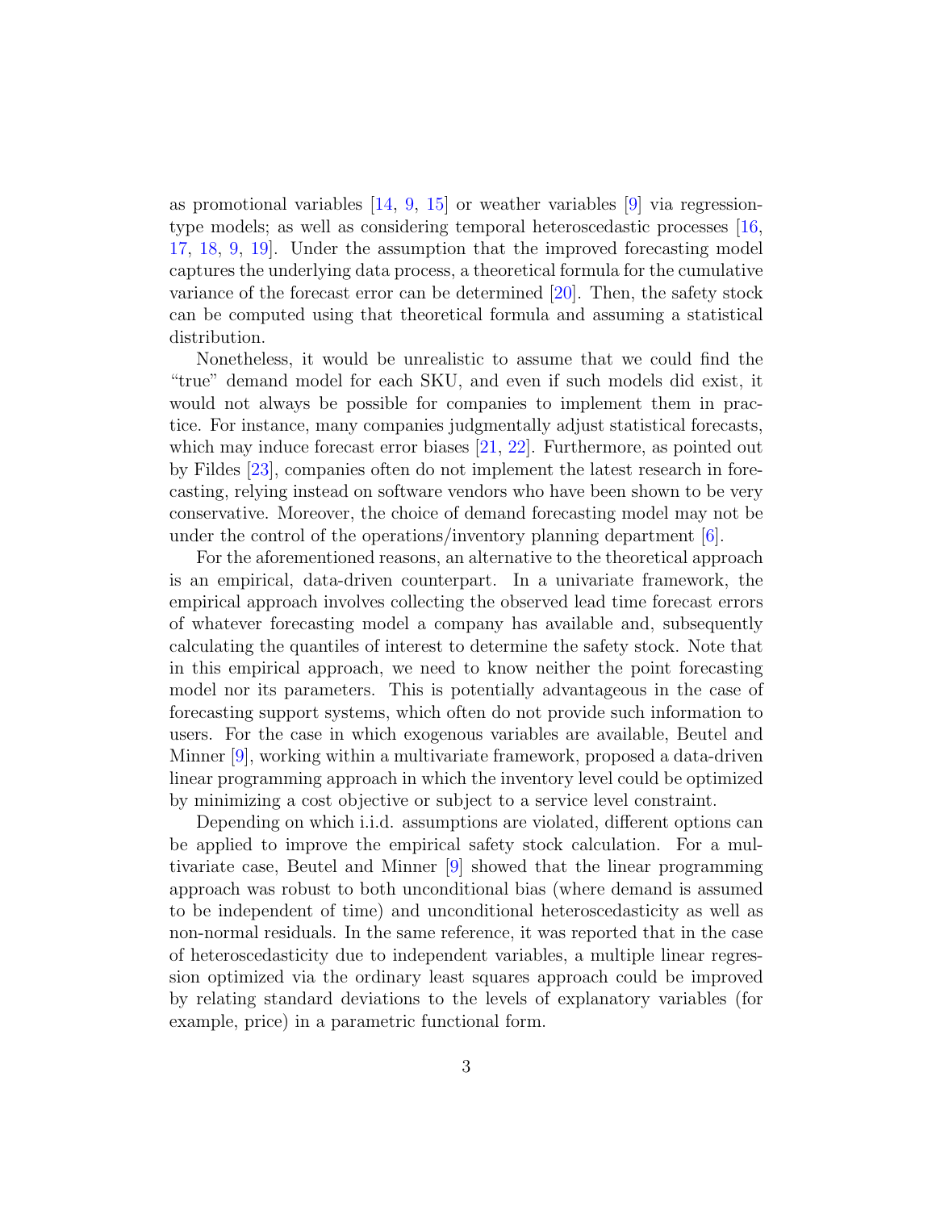as promotional variables [14, 9, 15] or weather variables [9] via regression-type models; as well as considering temporal heteroscedastic processes [16, 17, 18, 9, 19]. Under the assumption that the improved forecasting model captures the underlying data process, a theoretical formula for the cumulative variance of the forecast error can be determined [20]. Then, the safety stock can be computed using that theoretical formula and assuming a statistical distribution.

Nonetheless, it would be unrealistic to assume that we could find the "true" demand model for each SKU, and even if such models did exist, it would not always be possible for companies to implement them in practice. For instance, many companies judgmentally adjust statistical forecasts, which may induce forecast error biases [21, 22]. Furthermore, as pointed out by Fildes [23], companies often do not implement the latest research in forecasting, relying instead on software vendors who have been shown to be very conservative. Moreover, the choice of demand forecasting model may not be under the control of the operations/inventory planning department [6].

For the aforementioned reasons, an alternative to the theoretical approach is an empirical, data-driven counterpart. In a univariate framework, the empirical approach involves collecting the observed lead time forecast errors of whatever forecasting model a company has available and, subsequently calculating the quantiles of interest to determine the safety stock. Note that in this empirical approach, we need to know neither the point forecasting model nor its parameters. This is potentially advantageous in the case of forecasting support systems, which often do not provide such information to users. For the case in which exogenous variables are available, Beutel and Minner [9], working within a multivariate framework, proposed a data-driven linear programming approach in which the inventory level could be optimized by minimizing a cost objective or subject to a service level constraint.

Depending on which i.i.d. assumptions are violated, different options can be applied to improve the empirical safety stock calculation. For a multivariate case, Beutel and Minner [9] showed that the linear programming approach was robust to both unconditional bias (where demand is assumed to be independent of time) and unconditional heteroscedasticity as well as non-normal residuals. In the same reference, it was reported that in the case of heteroscedasticity due to independent variables, a multiple linear regression optimized via the ordinary least squares approach could be improved by relating standard deviations to the levels of explanatory variables (for example, price) in a parametric functional form.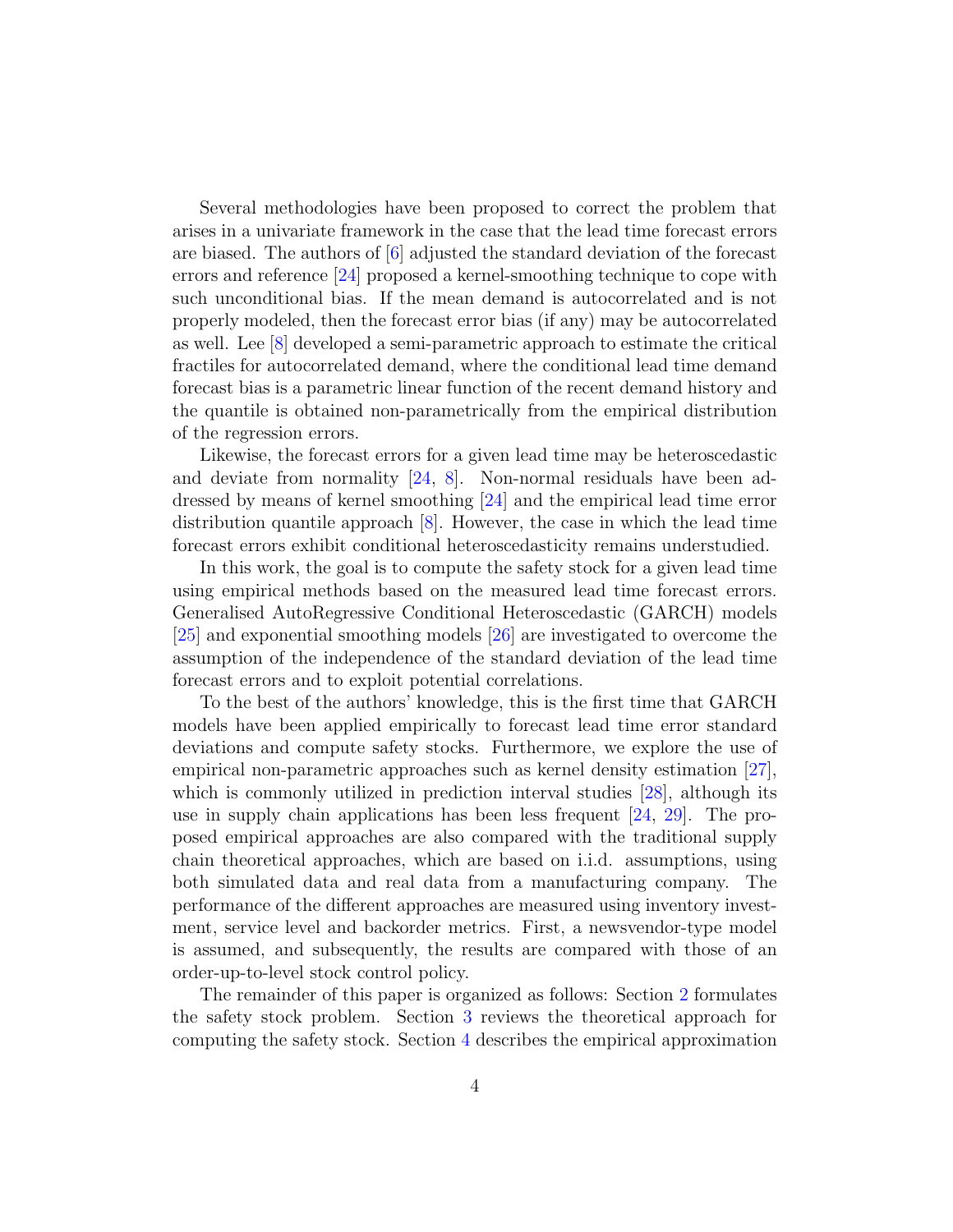Several methodologies have been proposed to correct the problem that arises in a univariate framework in the case that the lead time forecast errors are biased. The authors of [6] adjusted the standard deviation of the forecast errors and reference [24] proposed a kernel-smoothing technique to cope with such unconditional bias. If the mean demand is autocorrelated and is not properly modeled, then the forecast error bias (if any) may be autocorrelated as well. Lee [8] developed a semi-parametric approach to estimate the critical fractiles for autocorrelated demand, where the conditional lead time demand forecast bias is a parametric linear function of the recent demand history and the quantile is obtained non-parametrically from the empirical distribution of the regression errors.

Likewise, the forecast errors for a given lead time may be heteroscedastic and deviate from normality [24, 8]. Non-normal residuals have been addressed by means of kernel smoothing [24] and the empirical lead time error distribution quantile approach [8]. However, the case in which the lead time forecast errors exhibit conditional heteroscedasticity remains understudied.

In this work, the goal is to compute the safety stock for a given lead time using empirical methods based on the measured lead time forecast errors. Generalised AutoRegressive Conditional Heteroscedastic (GARCH) models [25] and exponential smoothing models [26] are investigated to overcome the assumption of the independence of the standard deviation of the lead time forecast errors and to exploit potential correlations.

To the best of the authors' knowledge, this is the first time that GARCH models have been applied empirically to forecast lead time error standard deviations and compute safety stocks. Furthermore, we explore the use of empirical non-parametric approaches such as kernel density estimation [27], which is commonly utilized in prediction interval studies [28], although its use in supply chain applications has been less frequent [24, 29]. The proposed empirical approaches are also compared with the traditional supply chain theoretical approaches, which are based on i.i.d. assumptions, using both simulated data and real data from a manufacturing company. The performance of the different approaches are measured using inventory investment, service level and backorder metrics. First, a newsvendor-type model is assumed, and subsequently, the results are compared with those of an order-up-to-level stock control policy.

The remainder of this paper is organized as follows: Section 2 formulates the safety stock problem. Section 3 reviews the theoretical approach for computing the safety stock. Section 4 describes the empirical approximation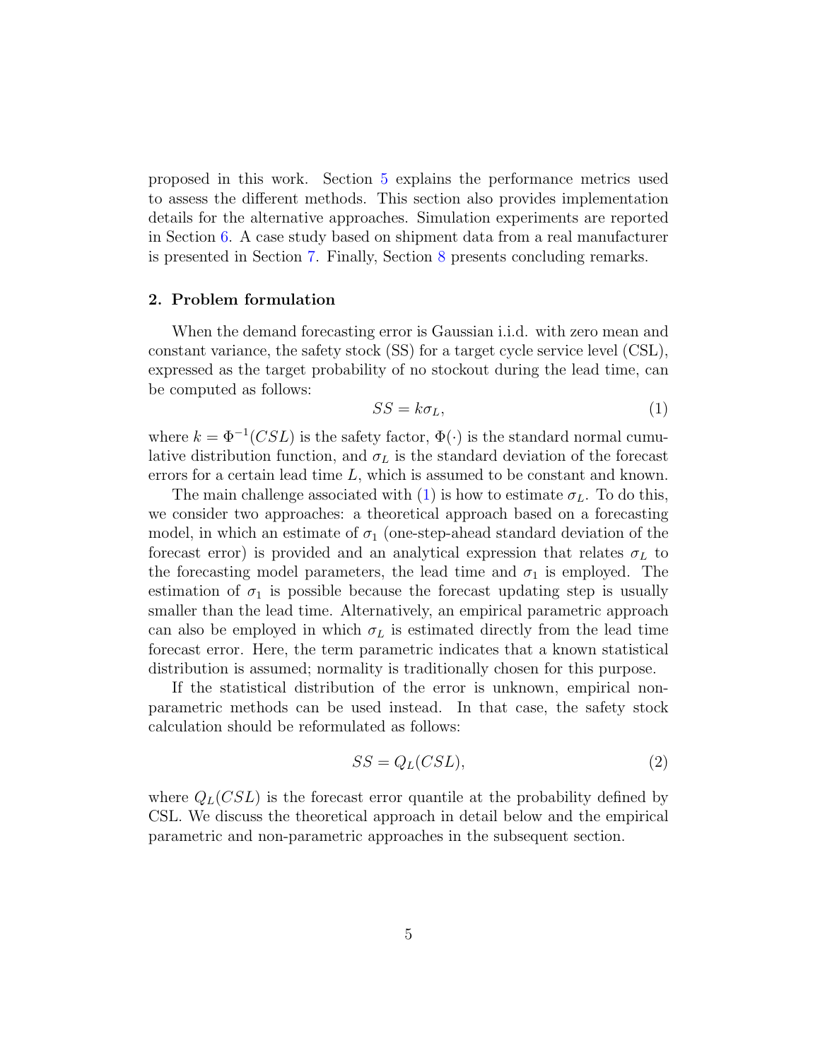proposed in this work. Section 5 explains the performance metrics used to assess the different methods. This section also provides implementation details for the alternative approaches. Simulation experiments are reported in Section 6. A case study based on shipment data from a real manufacturer is presented in Section 7. Finally, Section 8 presents concluding remarks.

## 2. Problem formulation

When the demand forecasting error is Gaussian i.i.d. with zero mean and constant variance, the safety stock (SS) for a target cycle service level (CSL), expressed as the target probability of no stockout during the lead time, can be computed as follows:

$$SS = k\sigma_L, \tag{1}$$

where $k = \Phi^{-1}(CSL)$ is the safety factor, $\Phi(\cdot)$ is the standard normal cumulative distribution function, and $\sigma_L$ is the standard deviation of the forecast errors for a certain lead time $L$, which is assumed to be constant and known.

The main challenge associated with (1) is how to estimate $\sigma_L$. To do this, we consider two approaches: a theoretical approach based on a forecasting model, in which an estimate of $\sigma_1$ (one-step-ahead standard deviation of the forecast error) is provided and an analytical expression that relates $\sigma_L$ to the forecasting model parameters, the lead time and $\sigma_1$ is employed. The estimation of $\sigma_1$ is possible because the forecast updating step is usually smaller than the lead time. Alternatively, an empirical parametric approach can also be employed in which $\sigma_L$ is estimated directly from the lead time forecast error. Here, the term parametric indicates that a known statistical distribution is assumed; normality is traditionally chosen for this purpose.

If the statistical distribution of the error is unknown, empirical non-parametric methods can be used instead. In that case, the safety stock calculation should be reformulated as follows:

$$SS = Q_L(CSL), \tag{2}$$

where $Q_L(CSL)$ is the forecast error quantile at the probability defined by CSL. We discuss the theoretical approach in detail below and the empirical parametric and non-parametric approaches in the subsequent section.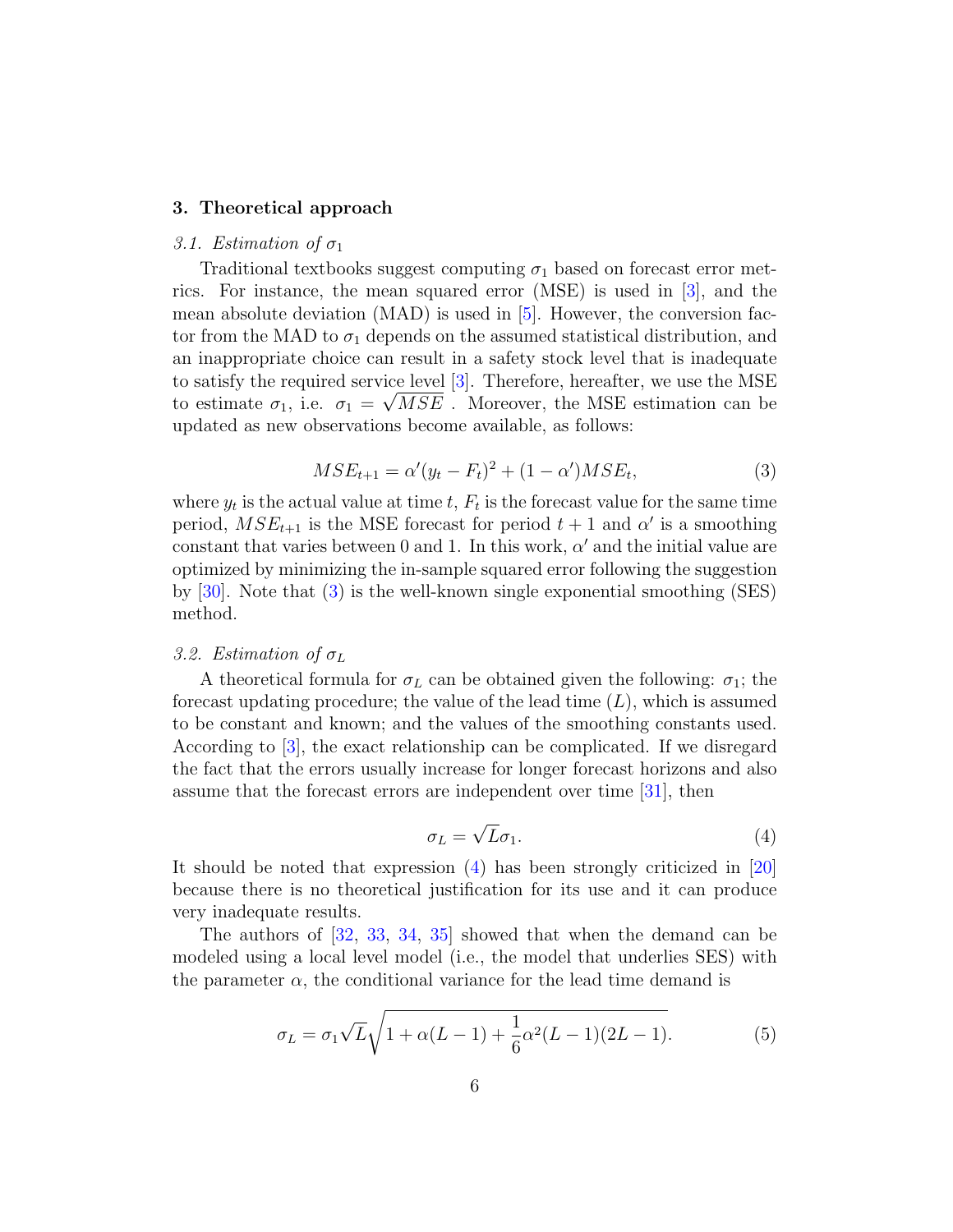## 3. Theoretical approach

### *3.1. Estimation of $\sigma_1$*

Traditional textbooks suggest computing $\sigma_1$ based on forecast error metrics. For instance, the mean squared error (MSE) is used in [3], and the mean absolute deviation (MAD) is used in [5]. However, the conversion factor from the MAD to $\sigma_1$ depends on the assumed statistical distribution, and an inappropriate choice can result in a safety stock level that is inadequate to satisfy the required service level [3]. Therefore, hereafter, we use the MSE to estimate $\sigma_1$, i.e. $\sigma_1 = \sqrt{MSE}$ . Moreover, the MSE estimation can be updated as new observations become available, as follows:

$$MSE_{t+1} = \alpha'(y_t - F_t)^2 + (1 - \alpha')MSE_t, \tag{3}$$

where $y_t$ is the actual value at time $t$, $F_t$ is the forecast value for the same time period, $MSE_{t+1}$ is the MSE forecast for period $t+1$ and $\alpha'$ is a smoothing constant that varies between 0 and 1. In this work, $\alpha'$ and the initial value are optimized by minimizing the in-sample squared error following the suggestion by [30]. Note that (3) is the well-known single exponential smoothing (SES) method.

### *3.2. Estimation of $\sigma_L$*

A theoretical formula for $\sigma_L$ can be obtained given the following: $\sigma_1$; the forecast updating procedure; the value of the lead time ($L$), which is assumed to be constant and known; and the values of the smoothing constants used. According to [3], the exact relationship can be complicated. If we disregard the fact that the errors usually increase for longer forecast horizons and also assume that the forecast errors are independent over time [31], then

$$\sigma_L = \sqrt{L}\sigma_1. \tag{4}$$

It should be noted that expression (4) has been strongly criticized in [20] because there is no theoretical justification for its use and it can produce very inadequate results.

The authors of [32, 33, 34, 35] showed that when the demand can be modeled using a local level model (i.e., the model that underlies SES) with the parameter $\alpha$, the conditional variance for the lead time demand is

$$\sigma_L = \sigma_1\sqrt{L}\sqrt{1 + \alpha(L-1) + \frac{1}{6}\alpha^2(L-1)(2L-1)}. \tag{5}$$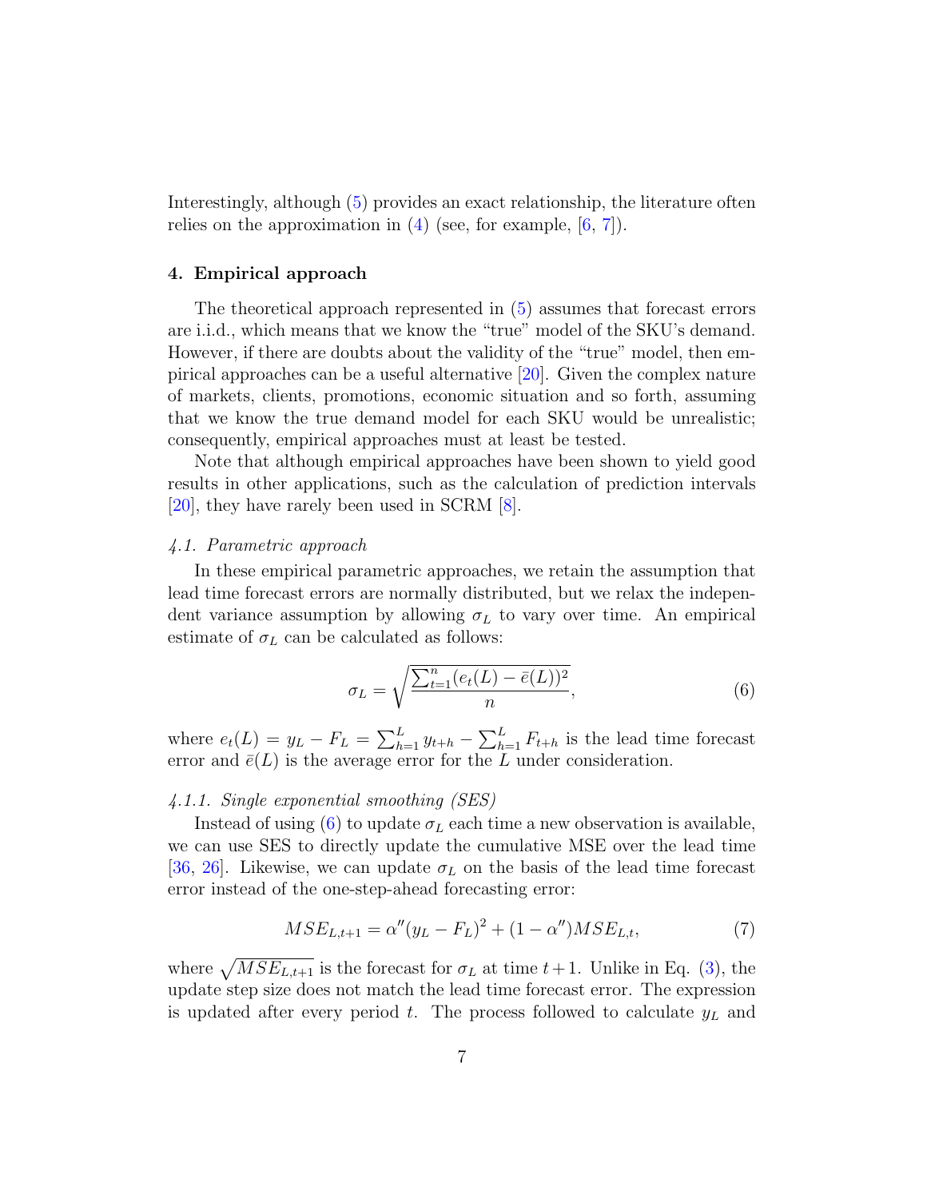Interestingly, although (5) provides an exact relationship, the literature often relies on the approximation in (4) (see, for example, [6, 7]).

## 4. Empirical approach

The theoretical approach represented in (5) assumes that forecast errors are i.i.d., which means that we know the "true" model of the SKU's demand. However, if there are doubts about the validity of the "true" model, then empirical approaches can be a useful alternative [20]. Given the complex nature of markets, clients, promotions, economic situation and so forth, assuming that we know the true demand model for each SKU would be unrealistic; consequently, empirical approaches must at least be tested.

Note that although empirical approaches have been shown to yield good results in other applications, such as the calculation of prediction intervals [20], they have rarely been used in SCRM [8].

### *4.1. Parametric approach*

In these empirical parametric approaches, we retain the assumption that lead time forecast errors are normally distributed, but we relax the independent variance assumption by allowing $\sigma_L$ to vary over time. An empirical estimate of $\sigma_L$ can be calculated as follows:

$$\sigma_L = \sqrt{\frac{\sum_{t=1}^{n}(e_t(L) - \bar{e}(L))^2}{n}}, \tag{6}$$

where $e_t(L) = y_L - F_L = \sum_{h=1}^{L} y_{t+h} - \sum_{h=1}^{L} F_{t+h}$ is the lead time forecast error and $\bar{e}(L)$ is the average error for the $L$ under consideration.

#### *4.1.1. Single exponential smoothing (SES)*

Instead of using (6) to update $\sigma_L$ each time a new observation is available, we can use SES to directly update the cumulative MSE over the lead time [36, 26]. Likewise, we can update $\sigma_L$ on the basis of the lead time forecast error instead of the one-step-ahead forecasting error:

$$MSE_{L,t+1} = \alpha''(y_L - F_L)^2 + (1 - \alpha'')MSE_{L,t}, \tag{7}$$

where $\sqrt{MSE_{L,t+1}}$ is the forecast for $\sigma_L$ at time $t+1$. Unlike in Eq. (3), the update step size does not match the lead time forecast error. The expression is updated after every period $t$. The process followed to calculate $y_L$ and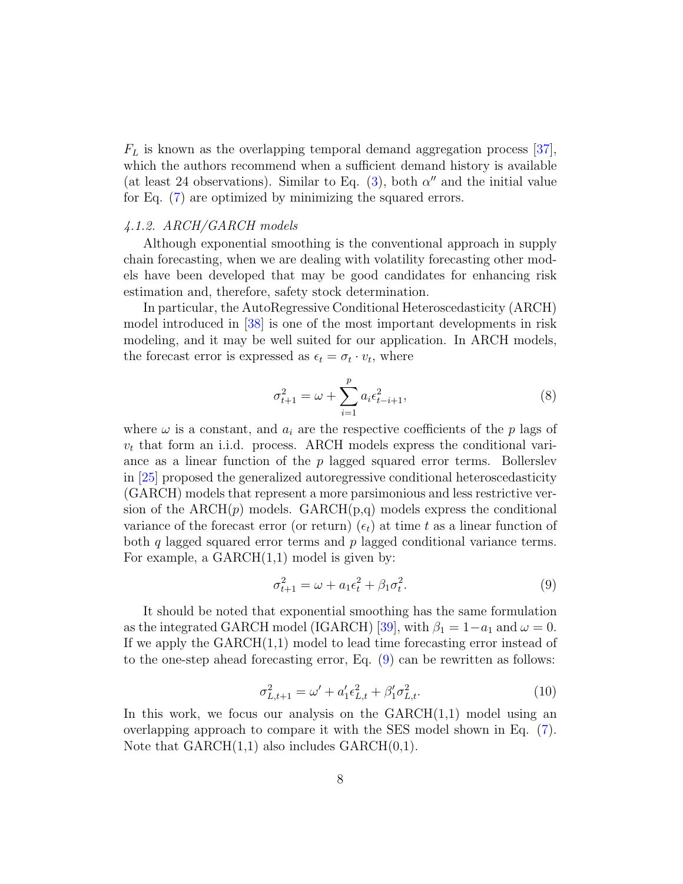$F_L$ is known as the overlapping temporal demand aggregation process [37], which the authors recommend when a sufficient demand history is available (at least 24 observations). Similar to Eq. (3), both $\alpha''$ and the initial value for Eq. (7) are optimized by minimizing the squared errors.

#### *4.1.2. ARCH/GARCH models*

Although exponential smoothing is the conventional approach in supply chain forecasting, when we are dealing with volatility forecasting other models have been developed that may be good candidates for enhancing risk estimation and, therefore, safety stock determination.

In particular, the AutoRegressive Conditional Heteroscedasticity (ARCH) model introduced in [38] is one of the most important developments in risk modeling, and it may be well suited for our application. In ARCH models, the forecast error is expressed as $\epsilon_t = \sigma_t \cdot v_t$, where

$$\sigma_{t+1}^2 = \omega + \sum_{i=1}^{p} a_i \epsilon_{t-i+1}^2, \tag{8}$$

where $\omega$ is a constant, and $a_i$ are the respective coefficients of the $p$ lags of $v_t$ that form an i.i.d. process. ARCH models express the conditional variance as a linear function of the $p$ lagged squared error terms. Bollerslev in [25] proposed the generalized autoregressive conditional heteroscedasticity (GARCH) models that represent a more parsimonious and less restrictive version of the ARCH($p$) models. GARCH(p,q) models express the conditional variance of the forecast error (or return) ($\epsilon_t$) at time $t$ as a linear function of both $q$ lagged squared error terms and $p$ lagged conditional variance terms. For example, a GARCH(1,1) model is given by:

$$\sigma_{t+1}^2 = \omega + a_1 \epsilon_t^2 + \beta_1 \sigma_t^2. \tag{9}$$

It should be noted that exponential smoothing has the same formulation as the integrated GARCH model (IGARCH) [39], with $\beta_1 = 1 - a_1$ and $\omega = 0$. If we apply the GARCH(1,1) model to lead time forecasting error instead of to the one-step ahead forecasting error, Eq. (9) can be rewritten as follows:

$$\sigma_{L,t+1}^2 = \omega' + a_1' \epsilon_{L,t}^2 + \beta_1' \sigma_{L,t}^2. \tag{10}$$

In this work, we focus our analysis on the GARCH(1,1) model using an overlapping approach to compare it with the SES model shown in Eq. (7). Note that GARCH(1,1) also includes GARCH(0,1).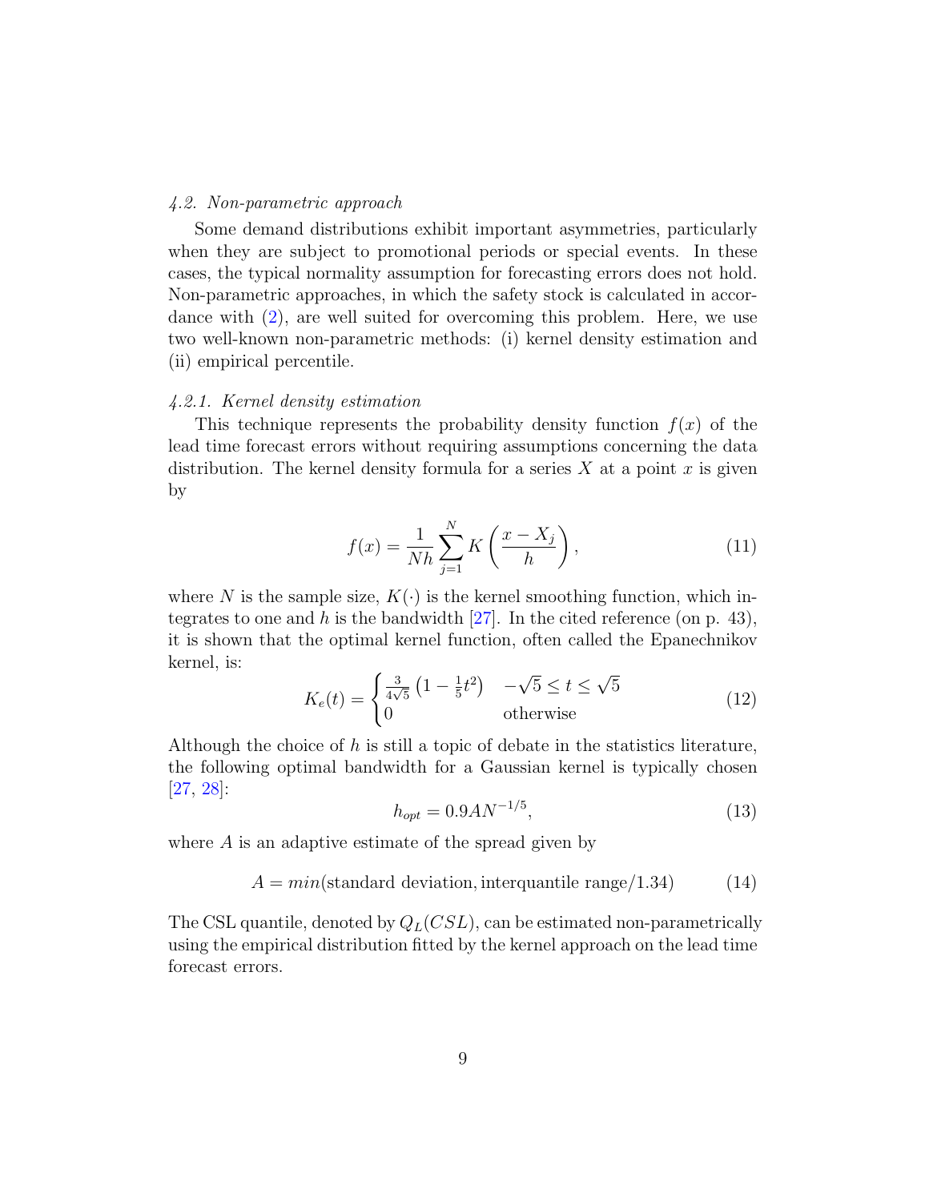### 4.2. Non-parametric approach

Some demand distributions exhibit important asymmetries, particularly when they are subject to promotional periods or special events. In these cases, the typical normality assumption for forecasting errors does not hold. Non-parametric approaches, in which the safety stock is calculated in accordance with (2), are well suited for overcoming this problem. Here, we use two well-known non-parametric methods: (i) kernel density estimation and (ii) empirical percentile.

#### 4.2.1. Kernel density estimation

This technique represents the probability density function $f(x)$ of the lead time forecast errors without requiring assumptions concerning the data distribution. The kernel density formula for a series $X$ at a point $x$ is given by

$$f(x) = \frac{1}{Nh} \sum_{j=1}^{N} K\left(\frac{x - X_j}{h}\right), \tag{11}$$

where $N$ is the sample size, $K(\cdot)$ is the kernel smoothing function, which integrates to one and $h$ is the bandwidth [27]. In the cited reference (on p. 43), it is shown that the optimal kernel function, often called the Epanechnikov kernel, is:

$$K_e(t) = \begin{cases} \frac{3}{4\sqrt{5}}\left(1 - \frac{1}{5}t^2\right) & -\sqrt{5} \leq t \leq \sqrt{5} \\ 0 & \text{otherwise} \end{cases} \tag{12}$$

Although the choice of $h$ is still a topic of debate in the statistics literature, the following optimal bandwidth for a Gaussian kernel is typically chosen [27, 28]:

$$h_{opt} = 0.9AN^{-1/5}, \tag{13}$$

where $A$ is an adaptive estimate of the spread given by

$$A = min(\text{standard deviation}, \text{interquantile range}/1.34) \tag{14}$$

The CSL quantile, denoted by $Q_L(CSL)$, can be estimated non-parametrically using the empirical distribution fitted by the kernel approach on the lead time forecast errors.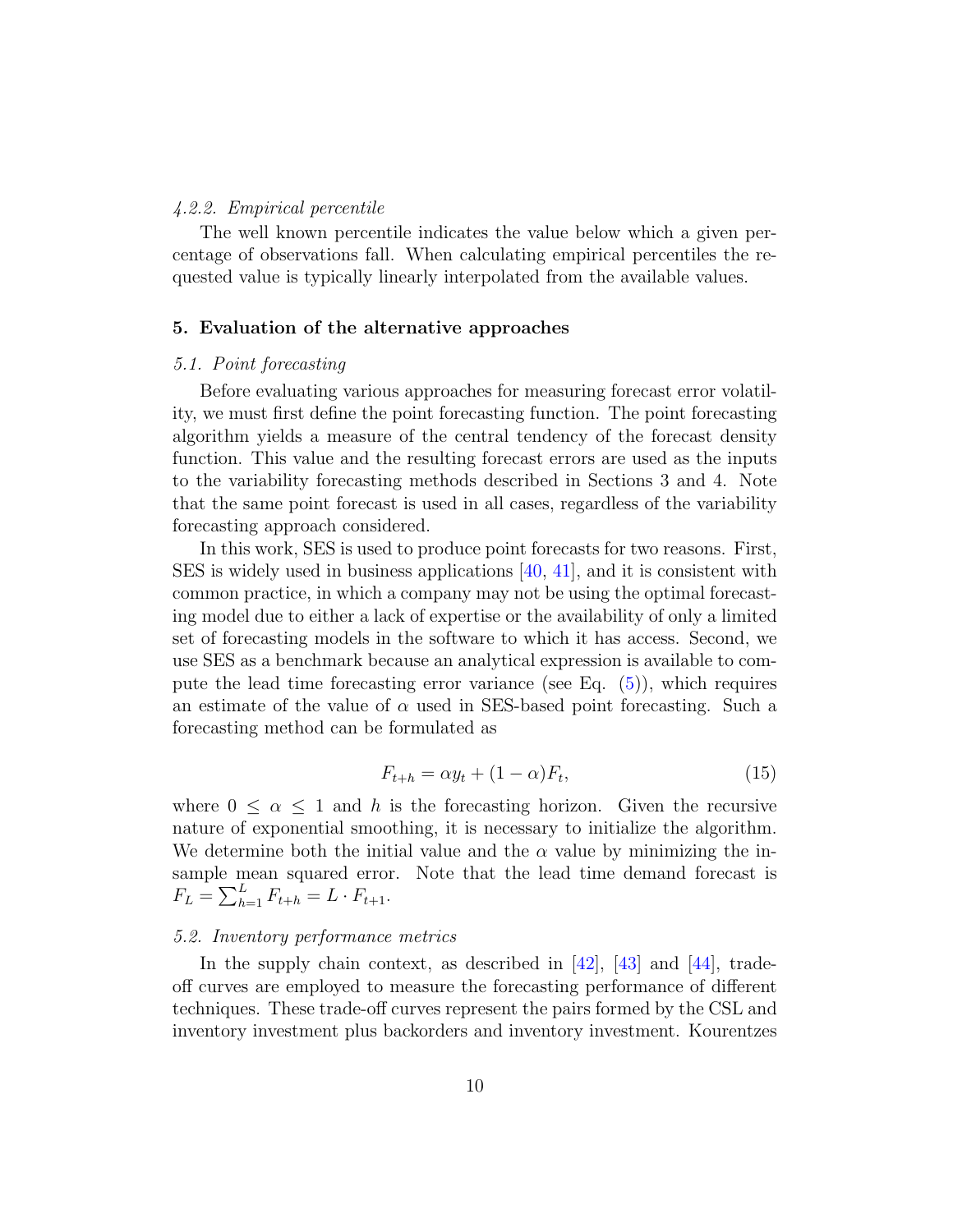#### *4.2.2. Empirical percentile*

The well known percentile indicates the value below which a given percentage of observations fall. When calculating empirical percentiles the requested value is typically linearly interpolated from the available values.

## 5. Evaluation of the alternative approaches

### *5.1. Point forecasting*

Before evaluating various approaches for measuring forecast error volatility, we must first define the point forecasting function. The point forecasting algorithm yields a measure of the central tendency of the forecast density function. This value and the resulting forecast errors are used as the inputs to the variability forecasting methods described in Sections 3 and 4. Note that the same point forecast is used in all cases, regardless of the variability forecasting approach considered.

In this work, SES is used to produce point forecasts for two reasons. First, SES is widely used in business applications [40, 41], and it is consistent with common practice, in which a company may not be using the optimal forecasting model due to either a lack of expertise or the availability of only a limited set of forecasting models in the software to which it has access. Second, we use SES as a benchmark because an analytical expression is available to compute the lead time forecasting error variance (see Eq. (5)), which requires an estimate of the value of $\alpha$ used in SES-based point forecasting. Such a forecasting method can be formulated as

$$F_{t+h} = \alpha y_t + (1 - \alpha) F_t, \tag{15}$$

where $0 \leq \alpha \leq 1$ and $h$ is the forecasting horizon. Given the recursive nature of exponential smoothing, it is necessary to initialize the algorithm. We determine both the initial value and the $\alpha$ value by minimizing the in-sample mean squared error. Note that the lead time demand forecast is $F_L = \sum_{h=1}^{L} F_{t+h} = L \cdot F_{t+1}$.

### *5.2. Inventory performance metrics*

In the supply chain context, as described in [42], [43] and [44], trade-off curves are employed to measure the forecasting performance of different techniques. These trade-off curves represent the pairs formed by the CSL and inventory investment plus backorders and inventory investment. Kourentzes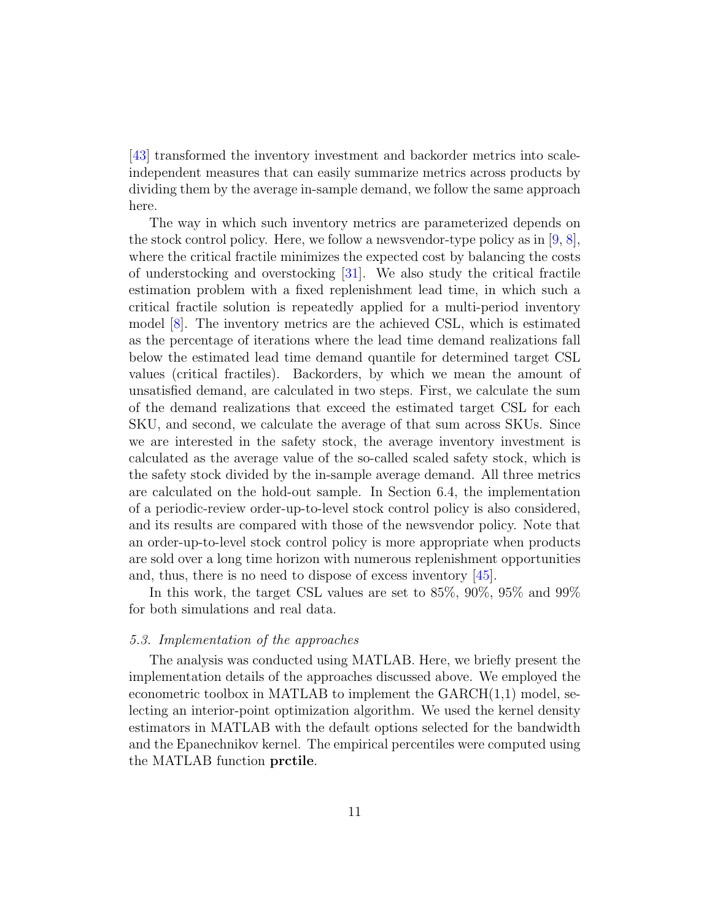[43] transformed the inventory investment and backorder metrics into scale-independent measures that can easily summarize metrics across products by dividing them by the average in-sample demand, we follow the same approach here.

The way in which such inventory metrics are parameterized depends on the stock control policy. Here, we follow a newsvendor-type policy as in [9, 8], where the critical fractile minimizes the expected cost by balancing the costs of understocking and overstocking [31]. We also study the critical fractile estimation problem with a fixed replenishment lead time, in which such a critical fractile solution is repeatedly applied for a multi-period inventory model [8]. The inventory metrics are the achieved CSL, which is estimated as the percentage of iterations where the lead time demand realizations fall below the estimated lead time demand quantile for determined target CSL values (critical fractiles). Backorders, by which we mean the amount of unsatisfied demand, are calculated in two steps. First, we calculate the sum of the demand realizations that exceed the estimated target CSL for each SKU, and second, we calculate the average of that sum across SKUs. Since we are interested in the safety stock, the average inventory investment is calculated as the average value of the so-called scaled safety stock, which is the safety stock divided by the in-sample average demand. All three metrics are calculated on the hold-out sample. In Section 6.4, the implementation of a periodic-review order-up-to-level stock control policy is also considered, and its results are compared with those of the newsvendor policy. Note that an order-up-to-level stock control policy is more appropriate when products are sold over a long time horizon with numerous replenishment opportunities and, thus, there is no need to dispose of excess inventory [45].

In this work, the target CSL values are set to 85%, 90%, 95% and 99% for both simulations and real data.

### *5.3. Implementation of the approaches*

The analysis was conducted using MATLAB. Here, we briefly present the implementation details of the approaches discussed above. We employed the econometric toolbox in MATLAB to implement the GARCH(1,1) model, selecting an interior-point optimization algorithm. We used the kernel density estimators in MATLAB with the default options selected for the bandwidth and the Epanechnikov kernel. The empirical percentiles were computed using the MATLAB function **prctile**.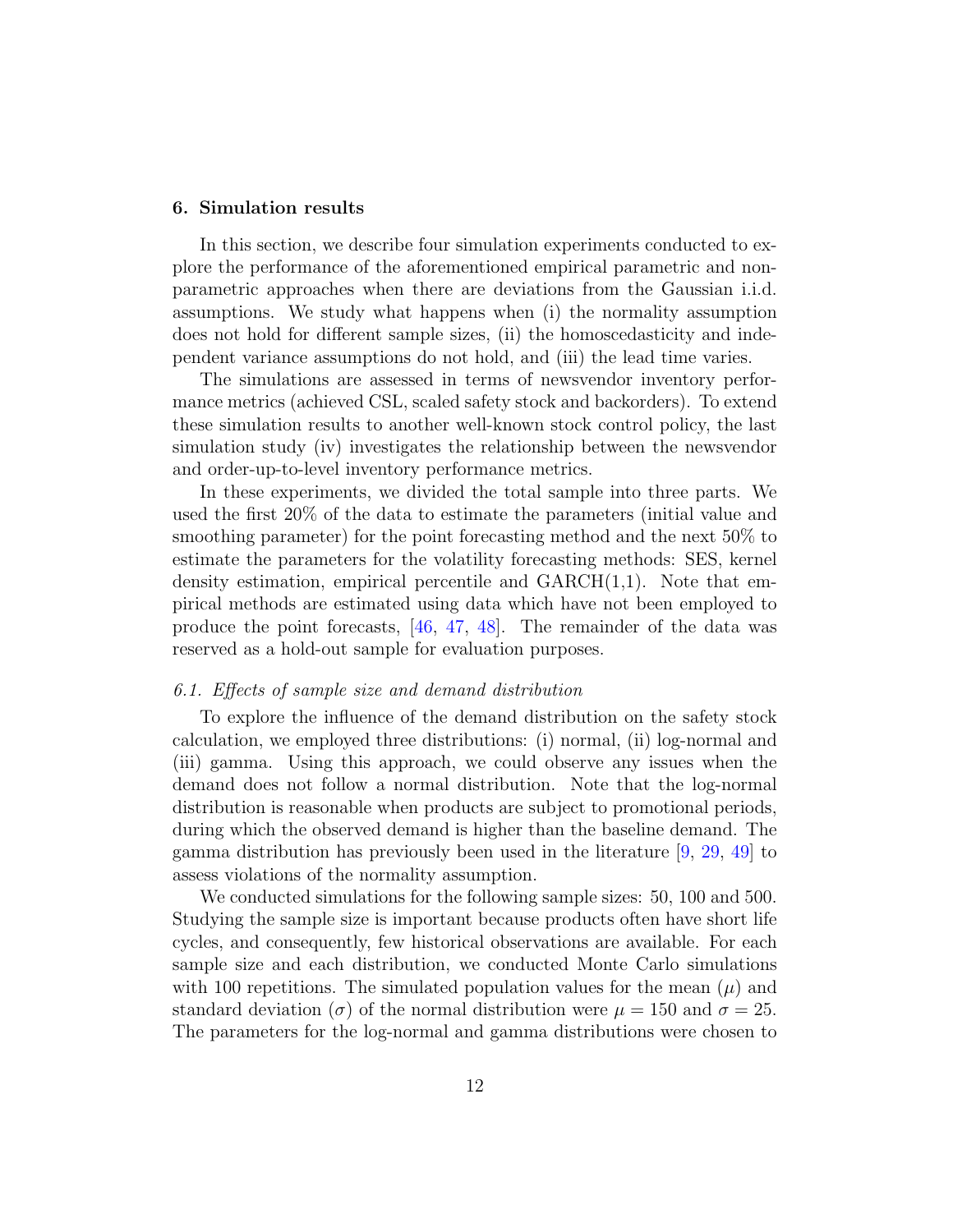## 6. Simulation results

In this section, we describe four simulation experiments conducted to explore the performance of the aforementioned empirical parametric and non-parametric approaches when there are deviations from the Gaussian i.i.d. assumptions. We study what happens when (i) the normality assumption does not hold for different sample sizes, (ii) the homoscedasticity and independent variance assumptions do not hold, and (iii) the lead time varies.

The simulations are assessed in terms of newsvendor inventory performance metrics (achieved CSL, scaled safety stock and backorders). To extend these simulation results to another well-known stock control policy, the last simulation study (iv) investigates the relationship between the newsvendor and order-up-to-level inventory performance metrics.

In these experiments, we divided the total sample into three parts. We used the first 20% of the data to estimate the parameters (initial value and smoothing parameter) for the point forecasting method and the next 50% to estimate the parameters for the volatility forecasting methods: SES, kernel density estimation, empirical percentile and GARCH(1,1). Note that empirical methods are estimated using data which have not been employed to produce the point forecasts, [46, 47, 48]. The remainder of the data was reserved as a hold-out sample for evaluation purposes.

### *6.1. Effects of sample size and demand distribution*

To explore the influence of the demand distribution on the safety stock calculation, we employed three distributions: (i) normal, (ii) log-normal and (iii) gamma. Using this approach, we could observe any issues when the demand does not follow a normal distribution. Note that the log-normal distribution is reasonable when products are subject to promotional periods, during which the observed demand is higher than the baseline demand. The gamma distribution has previously been used in the literature [9, 29, 49] to assess violations of the normality assumption.

We conducted simulations for the following sample sizes: 50, 100 and 500. Studying the sample size is important because products often have short life cycles, and consequently, few historical observations are available. For each sample size and each distribution, we conducted Monte Carlo simulations with 100 repetitions. The simulated population values for the mean ($\mu$) and standard deviation ($\sigma$) of the normal distribution were $\mu = 150$ and $\sigma = 25$. The parameters for the log-normal and gamma distributions were chosen to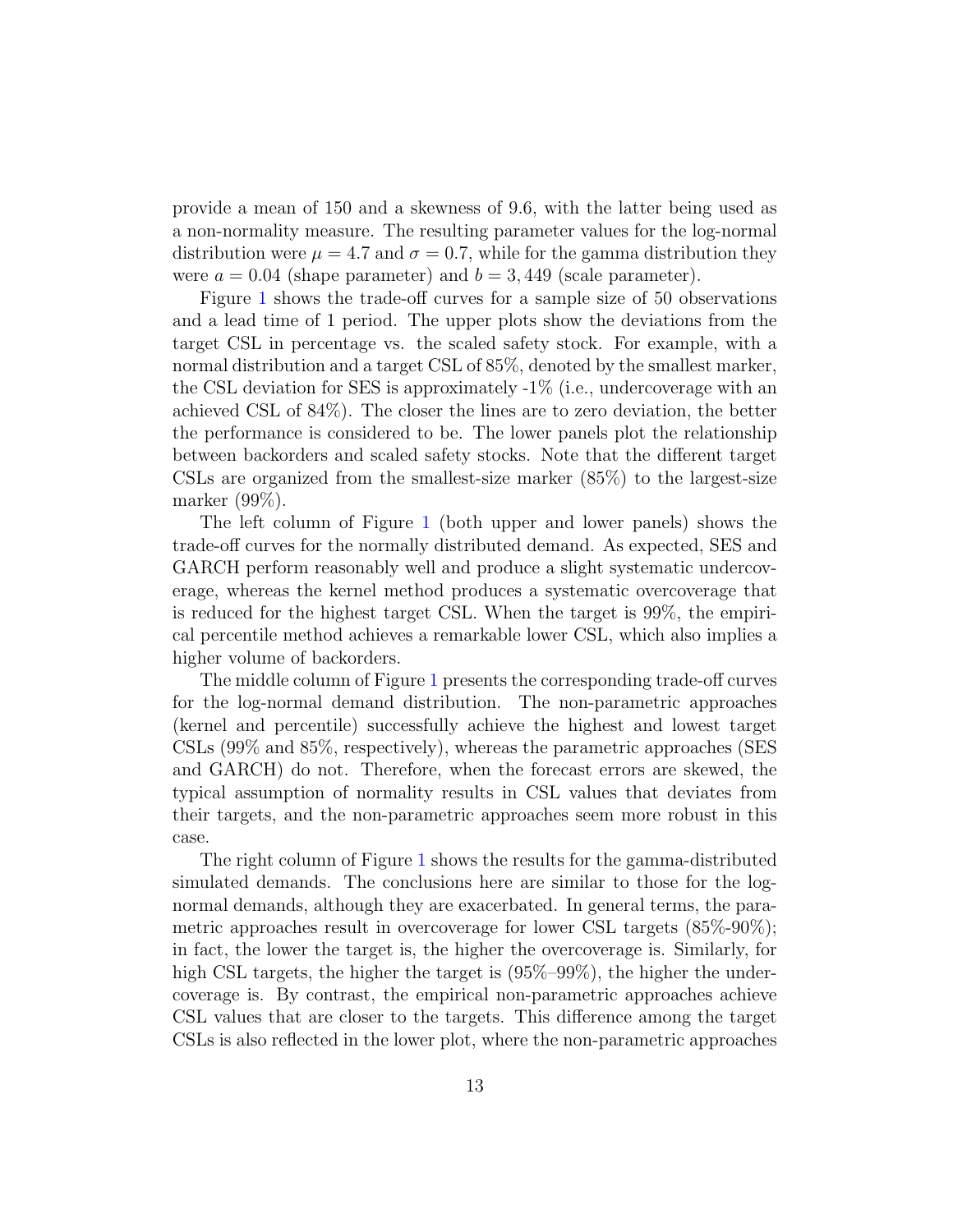provide a mean of 150 and a skewness of 9.6, with the latter being used as a non-normality measure. The resulting parameter values for the log-normal distribution were $\mu = 4.7$ and $\sigma = 0.7$, while for the gamma distribution they were $a = 0.04$ (shape parameter) and $b = 3,449$ (scale parameter).

Figure 1 shows the trade-off curves for a sample size of 50 observations and a lead time of 1 period. The upper plots show the deviations from the target CSL in percentage vs. the scaled safety stock. For example, with a normal distribution and a target CSL of 85%, denoted by the smallest marker, the CSL deviation for SES is approximately -1% (i.e., undercoverage with an achieved CSL of 84%). The closer the lines are to zero deviation, the better the performance is considered to be. The lower panels plot the relationship between backorders and scaled safety stocks. Note that the different target CSLs are organized from the smallest-size marker (85%) to the largest-size marker (99%).

The left column of Figure 1 (both upper and lower panels) shows the trade-off curves for the normally distributed demand. As expected, SES and GARCH perform reasonably well and produce a slight systematic undercoverage, whereas the kernel method produces a systematic overcoverage that is reduced for the highest target CSL. When the target is 99%, the empirical percentile method achieves a remarkable lower CSL, which also implies a higher volume of backorders.

The middle column of Figure 1 presents the corresponding trade-off curves for the log-normal demand distribution. The non-parametric approaches (kernel and percentile) successfully achieve the highest and lowest target CSLs (99% and 85%, respectively), whereas the parametric approaches (SES and GARCH) do not. Therefore, when the forecast errors are skewed, the typical assumption of normality results in CSL values that deviates from their targets, and the non-parametric approaches seem more robust in this case.

The right column of Figure 1 shows the results for the gamma-distributed simulated demands. The conclusions here are similar to those for the log-normal demands, although they are exacerbated. In general terms, the parametric approaches result in overcoverage for lower CSL targets (85%-90%); in fact, the lower the target is, the higher the overcoverage is. Similarly, for high CSL targets, the higher the target is (95%–99%), the higher the undercoverage is. By contrast, the empirical non-parametric approaches achieve CSL values that are closer to the targets. This difference among the target CSLs is also reflected in the lower plot, where the non-parametric approaches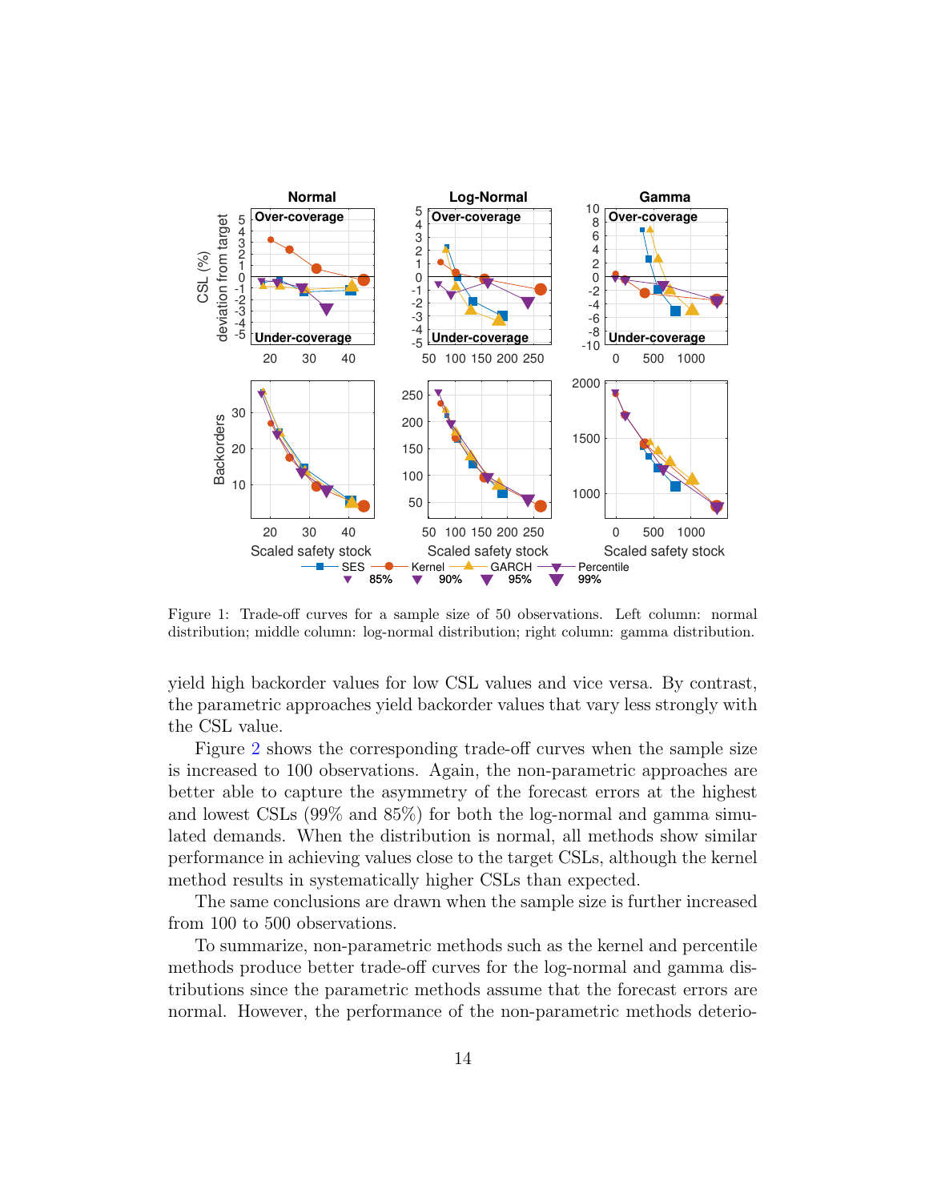Figure 1: Trade-off curves for a sample size of 50 observations. Left column: normal distribution; middle column: log-normal distribution; right column: gamma distribution.

yield high backorder values for low CSL values and vice versa. By contrast, the parametric approaches yield backorder values that vary less strongly with the CSL value.

Figure 2 shows the corresponding trade-off curves when the sample size is increased to 100 observations. Again, the non-parametric approaches are better able to capture the asymmetry of the forecast errors at the highest and lowest CSLs (99% and 85%) for both the log-normal and gamma simulated demands. When the distribution is normal, all methods show similar performance in achieving values close to the target CSLs, although the kernel method results in systematically higher CSLs than expected.

The same conclusions are drawn when the sample size is further increased from 100 to 500 observations.

To summarize, non-parametric methods such as the kernel and percentile methods produce better trade-off curves for the log-normal and gamma distributions since the parametric methods assume that the forecast errors are normal. However, the performance of the non-parametric methods deterio-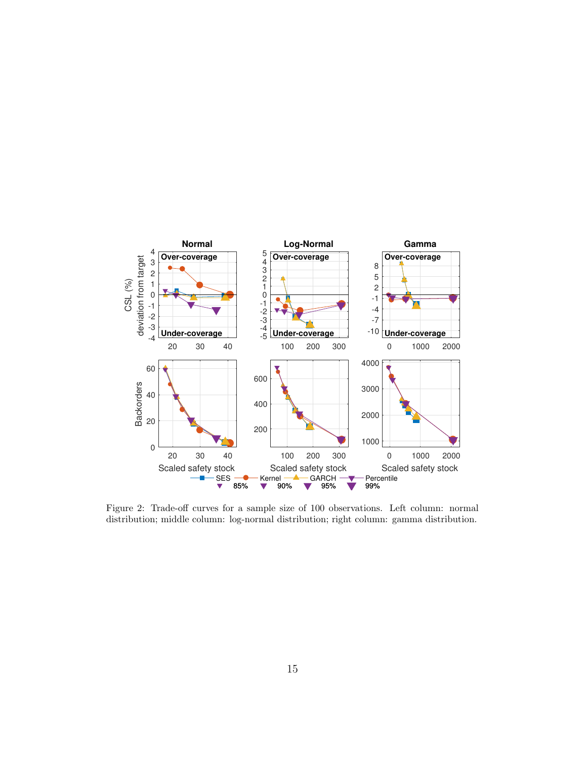Figure 2: Trade-off curves for a sample size of 100 observations. Left column: normal distribution; middle column: log-normal distribution; right column: gamma distribution.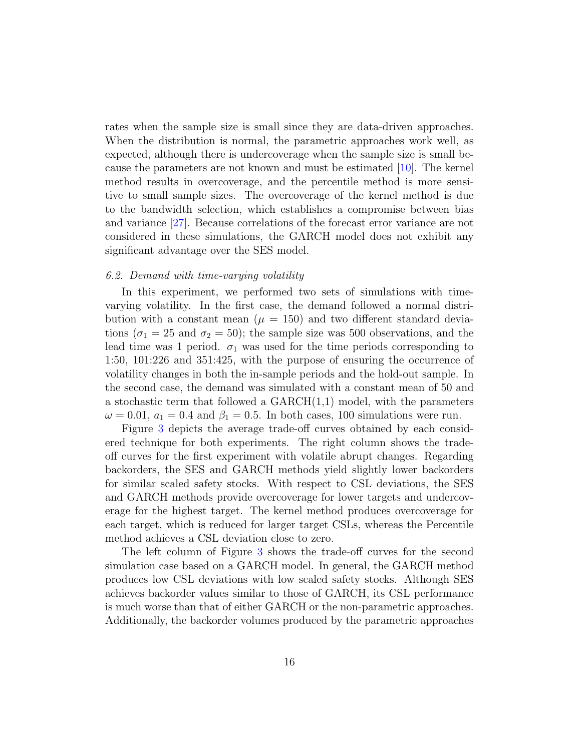rates when the sample size is small since they are data-driven approaches. When the distribution is normal, the parametric approaches work well, as expected, although there is undercoverage when the sample size is small because the parameters are not known and must be estimated [10]. The kernel method results in overcoverage, and the percentile method is more sensitive to small sample sizes. The overcoverage of the kernel method is due to the bandwidth selection, which establishes a compromise between bias and variance [27]. Because correlations of the forecast error variance are not considered in these simulations, the GARCH model does not exhibit any significant advantage over the SES model.

### *6.2. Demand with time-varying volatility*

In this experiment, we performed two sets of simulations with time-varying volatility. In the first case, the demand followed a normal distribution with a constant mean ($\mu = 150$) and two different standard deviations ($\sigma_1 = 25$ and $\sigma_2 = 50$); the sample size was 500 observations, and the lead time was 1 period. $\sigma_1$ was used for the time periods corresponding to 1:50, 101:226 and 351:425, with the purpose of ensuring the occurrence of volatility changes in both the in-sample periods and the hold-out sample. In the second case, the demand was simulated with a constant mean of 50 and a stochastic term that followed a GARCH(1,1) model, with the parameters $\omega = 0.01$, $a_1 = 0.4$ and $\beta_1 = 0.5$. In both cases, 100 simulations were run.

Figure 3 depicts the average trade-off curves obtained by each considered technique for both experiments. The right column shows the trade-off curves for the first experiment with volatile abrupt changes. Regarding backorders, the SES and GARCH methods yield slightly lower backorders for similar scaled safety stocks. With respect to CSL deviations, the SES and GARCH methods provide overcoverage for lower targets and undercoverage for the highest target. The kernel method produces overcoverage for each target, which is reduced for larger target CSLs, whereas the Percentile method achieves a CSL deviation close to zero.

The left column of Figure 3 shows the trade-off curves for the second simulation case based on a GARCH model. In general, the GARCH method produces low CSL deviations with low scaled safety stocks. Although SES achieves backorder values similar to those of GARCH, its CSL performance is much worse than that of either GARCH or the non-parametric approaches. Additionally, the backorder volumes produced by the parametric approaches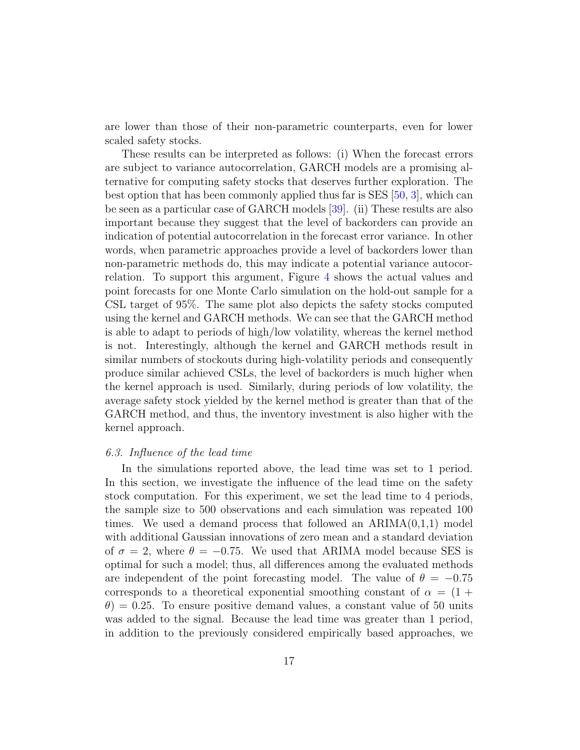are lower than those of their non-parametric counterparts, even for lower scaled safety stocks.

These results can be interpreted as follows: (i) When the forecast errors are subject to variance autocorrelation, GARCH models are a promising alternative for computing safety stocks that deserves further exploration. The best option that has been commonly applied thus far is SES [50, 3], which can be seen as a particular case of GARCH models [39]. (ii) These results are also important because they suggest that the level of backorders can provide an indication of potential autocorrelation in the forecast error variance. In other words, when parametric approaches provide a level of backorders lower than non-parametric methods do, this may indicate a potential variance autocorrelation. To support this argument, Figure 4 shows the actual values and point forecasts for one Monte Carlo simulation on the hold-out sample for a CSL target of 95%. The same plot also depicts the safety stocks computed using the kernel and GARCH methods. We can see that the GARCH method is able to adapt to periods of high/low volatility, whereas the kernel method is not. Interestingly, although the kernel and GARCH methods result in similar numbers of stockouts during high-volatility periods and consequently produce similar achieved CSLs, the level of backorders is much higher when the kernel approach is used. Similarly, during periods of low volatility, the average safety stock yielded by the kernel method is greater than that of the GARCH method, and thus, the inventory investment is also higher with the kernel approach.

### *6.3. Influence of the lead time*

In the simulations reported above, the lead time was set to 1 period. In this section, we investigate the influence of the lead time on the safety stock computation. For this experiment, we set the lead time to 4 periods, the sample size to 500 observations and each simulation was repeated 100 times. We used a demand process that followed an ARIMA(0,1,1) model with additional Gaussian innovations of zero mean and a standard deviation of $\sigma = 2$, where $\theta = -0.75$. We used that ARIMA model because SES is optimal for such a model; thus, all differences among the evaluated methods are independent of the point forecasting model. The value of $\theta = -0.75$ corresponds to a theoretical exponential smoothing constant of $\alpha = (1 + \theta) = 0.25$. To ensure positive demand values, a constant value of 50 units was added to the signal. Because the lead time was greater than 1 period, in addition to the previously considered empirically based approaches, we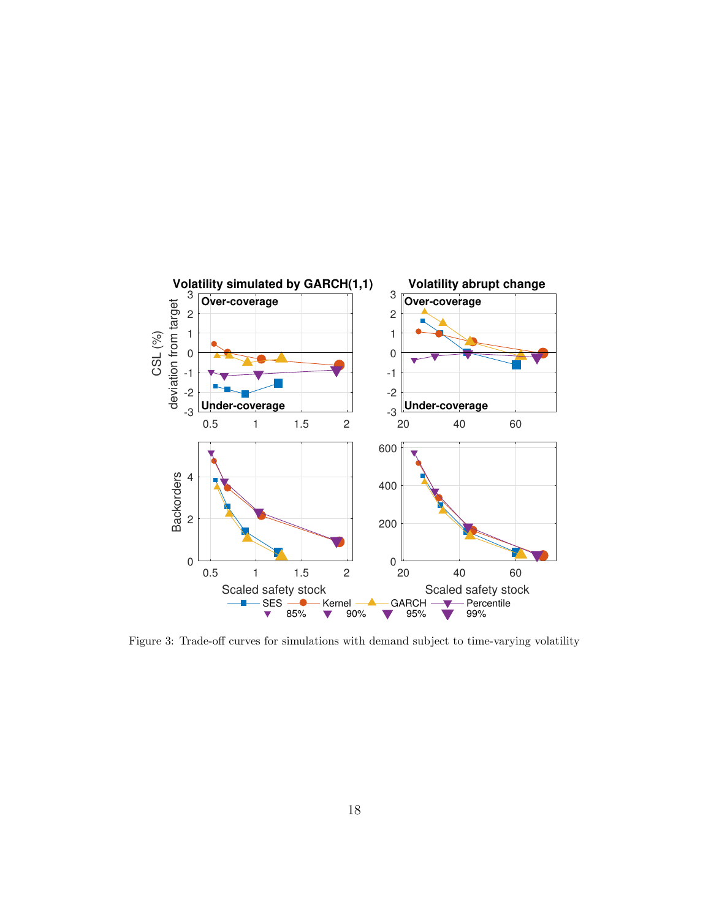Figure 3: Trade-off curves for simulations with demand subject to time-varying volatility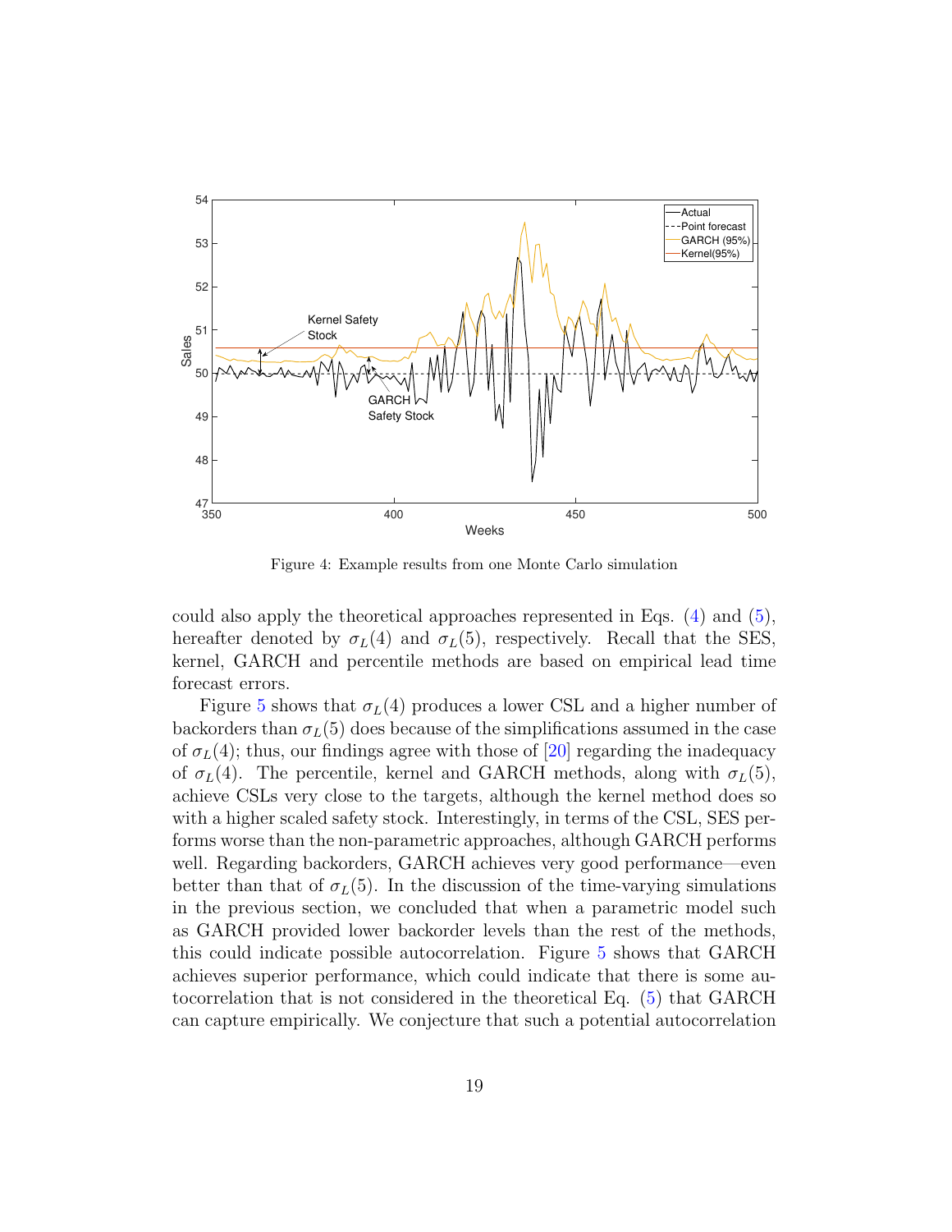Figure 4: Example results from one Monte Carlo simulation

could also apply the theoretical approaches represented in Eqs. (4) and (5), hereafter denoted by $\sigma_L(4)$ and $\sigma_L(5)$, respectively. Recall that the SES, kernel, GARCH and percentile methods are based on empirical lead time forecast errors.

Figure 5 shows that $\sigma_L(4)$ produces a lower CSL and a higher number of backorders than $\sigma_L(5)$ does because of the simplifications assumed in the case of $\sigma_L(4)$; thus, our findings agree with those of [20] regarding the inadequacy of $\sigma_L(4)$. The percentile, kernel and GARCH methods, along with $\sigma_L(5)$, achieve CSLs very close to the targets, although the kernel method does so with a higher scaled safety stock. Interestingly, in terms of the CSL, SES performs worse than the non-parametric approaches, although GARCH performs well. Regarding backorders, GARCH achieves very good performance—even better than that of $\sigma_L(5)$. In the discussion of the time-varying simulations in the previous section, we concluded that when a parametric model such as GARCH provided lower backorder levels than the rest of the methods, this could indicate possible autocorrelation. Figure 5 shows that GARCH achieves superior performance, which could indicate that there is some autocorrelation that is not considered in the theoretical Eq. (5) that GARCH can capture empirically. We conjecture that such a potential autocorrelation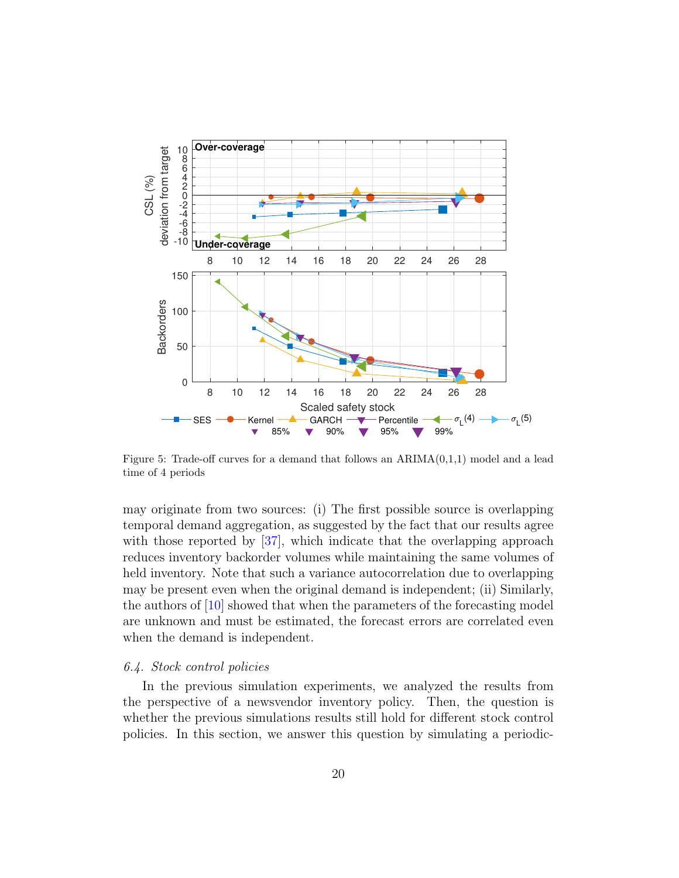Figure 5: Trade-off curves for a demand that follows an ARIMA(0,1,1) model and a lead time of 4 periods

may originate from two sources: (i) The first possible source is overlapping temporal demand aggregation, as suggested by the fact that our results agree with those reported by [37], which indicate that the overlapping approach reduces inventory backorder volumes while maintaining the same volumes of held inventory. Note that such a variance autocorrelation due to overlapping may be present even when the original demand is independent; (ii) Similarly, the authors of [10] showed that when the parameters of the forecasting model are unknown and must be estimated, the forecast errors are correlated even when the demand is independent.

### *6.4. Stock control policies*

In the previous simulation experiments, we analyzed the results from the perspective of a newsvendor inventory policy. Then, the question is whether the previous simulations results still hold for different stock control policies. In this section, we answer this question by simulating a periodic-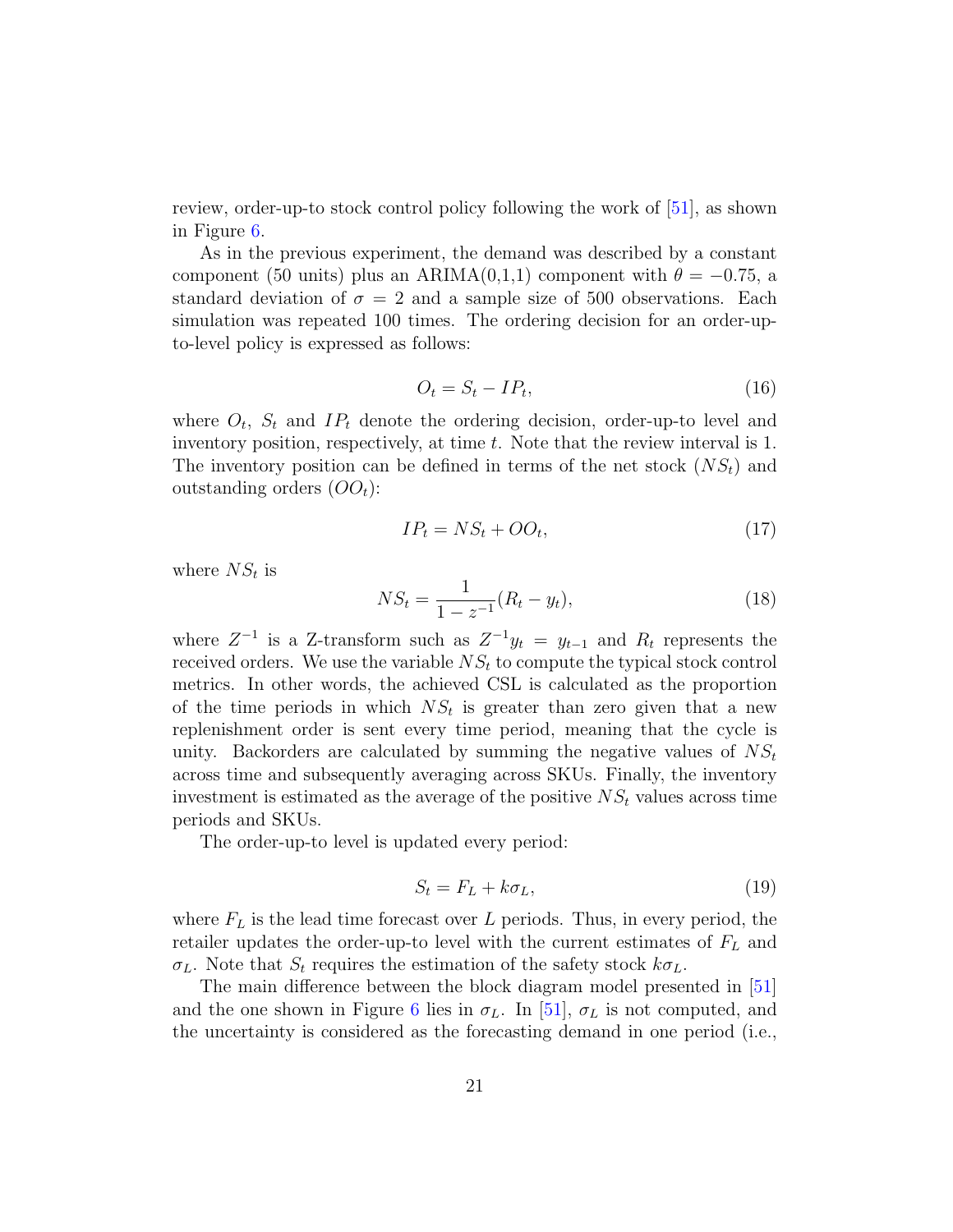review, order-up-to stock control policy following the work of [51], as shown in Figure 6.

As in the previous experiment, the demand was described by a constant component (50 units) plus an ARIMA(0,1,1) component with $\theta = -0.75$, a standard deviation of $\sigma = 2$ and a sample size of 500 observations. Each simulation was repeated 100 times. The ordering decision for an order-up-to-level policy is expressed as follows:

$$O_t = S_t - IP_t, \tag{16}$$

where $O_t$, $S_t$ and $IP_t$ denote the ordering decision, order-up-to level and inventory position, respectively, at time $t$. Note that the review interval is 1. The inventory position can be defined in terms of the net stock ($NS_t$) and outstanding orders ($OO_t$):

$$IP_t = NS_t + OO_t, \tag{17}$$

where $NS_t$ is

$$NS_t = \frac{1}{1 - z^{-1}}(R_t - y_t), \tag{18}$$

where $Z^{-1}$ is a Z-transform such as $Z^{-1}y_t = y_{t-1}$ and $R_t$ represents the received orders. We use the variable $NS_t$ to compute the typical stock control metrics. In other words, the achieved CSL is calculated as the proportion of the time periods in which $NS_t$ is greater than zero given that a new replenishment order is sent every time period, meaning that the cycle is unity. Backorders are calculated by summing the negative values of $NS_t$ across time and subsequently averaging across SKUs. Finally, the inventory investment is estimated as the average of the positive $NS_t$ values across time periods and SKUs.

The order-up-to level is updated every period:

$$S_t = F_L + k\sigma_L, \tag{19}$$

where $F_L$ is the lead time forecast over $L$ periods. Thus, in every period, the retailer updates the order-up-to level with the current estimates of $F_L$ and $\sigma_L$. Note that $S_t$ requires the estimation of the safety stock $k\sigma_L$.

The main difference between the block diagram model presented in [51] and the one shown in Figure 6 lies in $\sigma_L$. In [51], $\sigma_L$ is not computed, and the uncertainty is considered as the forecasting demand in one period (i.e.,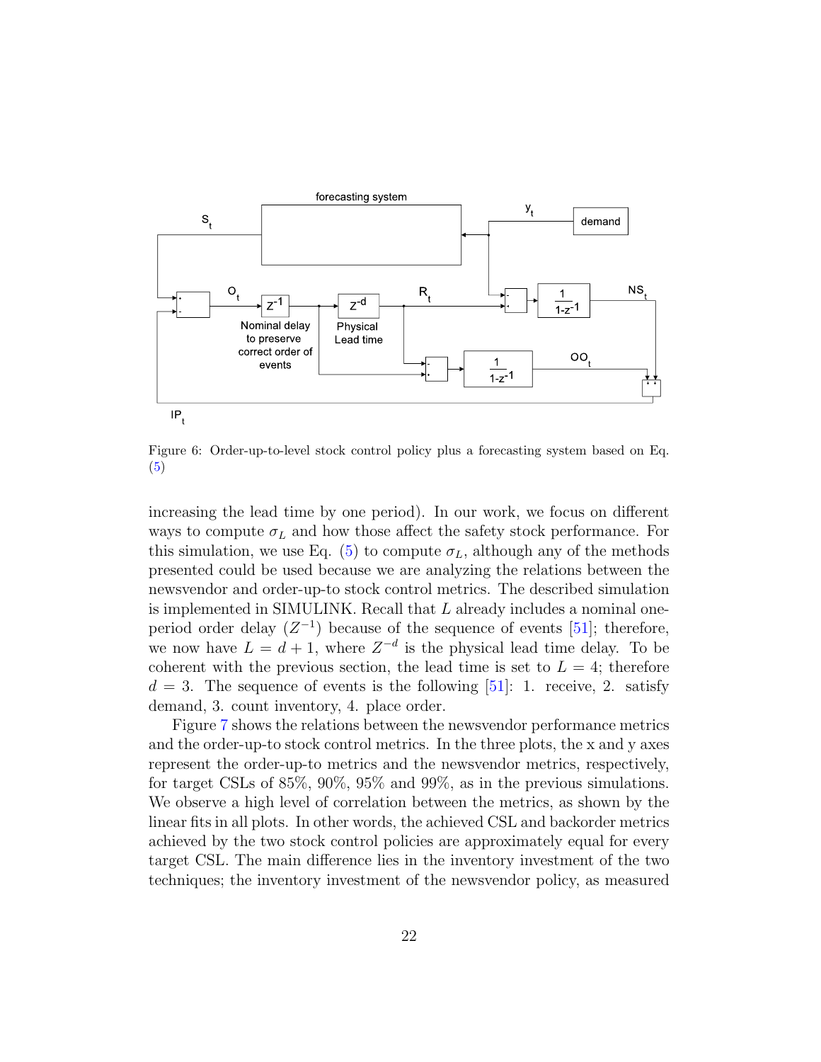Figure 6: Order-up-to-level stock control policy plus a forecasting system based on Eq. (5)

increasing the lead time by one period). In our work, we focus on different ways to compute $\sigma_L$ and how those affect the safety stock performance. For this simulation, we use Eq. (5) to compute $\sigma_L$, although any of the methods presented could be used because we are analyzing the relations between the newsvendor and order-up-to stock control metrics. The described simulation is implemented in SIMULINK. Recall that $L$ already includes a nominal one-period order delay ($Z^{-1}$) because of the sequence of events [51]; therefore, we now have $L = d + 1$, where $Z^{-d}$ is the physical lead time delay. To be coherent with the previous section, the lead time is set to $L = 4$; therefore $d = 3$. The sequence of events is the following [51]: 1. receive, 2. satisfy demand, 3. count inventory, 4. place order.

Figure 7 shows the relations between the newsvendor performance metrics and the order-up-to stock control metrics. In the three plots, the x and y axes represent the order-up-to metrics and the newsvendor metrics, respectively, for target CSLs of 85%, 90%, 95% and 99%, as in the previous simulations. We observe a high level of correlation between the metrics, as shown by the linear fits in all plots. In other words, the achieved CSL and backorder metrics achieved by the two stock control policies are approximately equal for every target CSL. The main difference lies in the inventory investment of the two techniques; the inventory investment of the newsvendor policy, as measured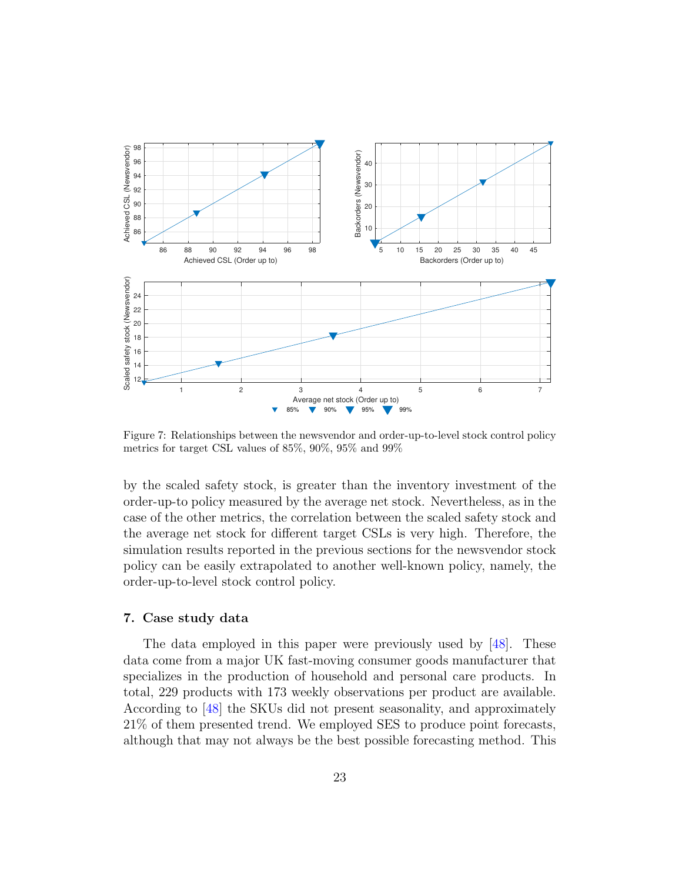Figure 7: Relationships between the newsvendor and order-up-to-level stock control policy metrics for target CSL values of 85%, 90%, 95% and 99%

by the scaled safety stock, is greater than the inventory investment of the order-up-to policy measured by the average net stock. Nevertheless, as in the case of the other metrics, the correlation between the scaled safety stock and the average net stock for different target CSLs is very high. Therefore, the simulation results reported in the previous sections for the newsvendor stock policy can be easily extrapolated to another well-known policy, namely, the order-up-to-level stock control policy.

## 7. Case study data

The data employed in this paper were previously used by [48]. These data come from a major UK fast-moving consumer goods manufacturer that specializes in the production of household and personal care products. In total, 229 products with 173 weekly observations per product are available. According to [48] the SKUs did not present seasonality, and approximately 21% of them presented trend. We employed SES to produce point forecasts, although that may not always be the best possible forecasting method. This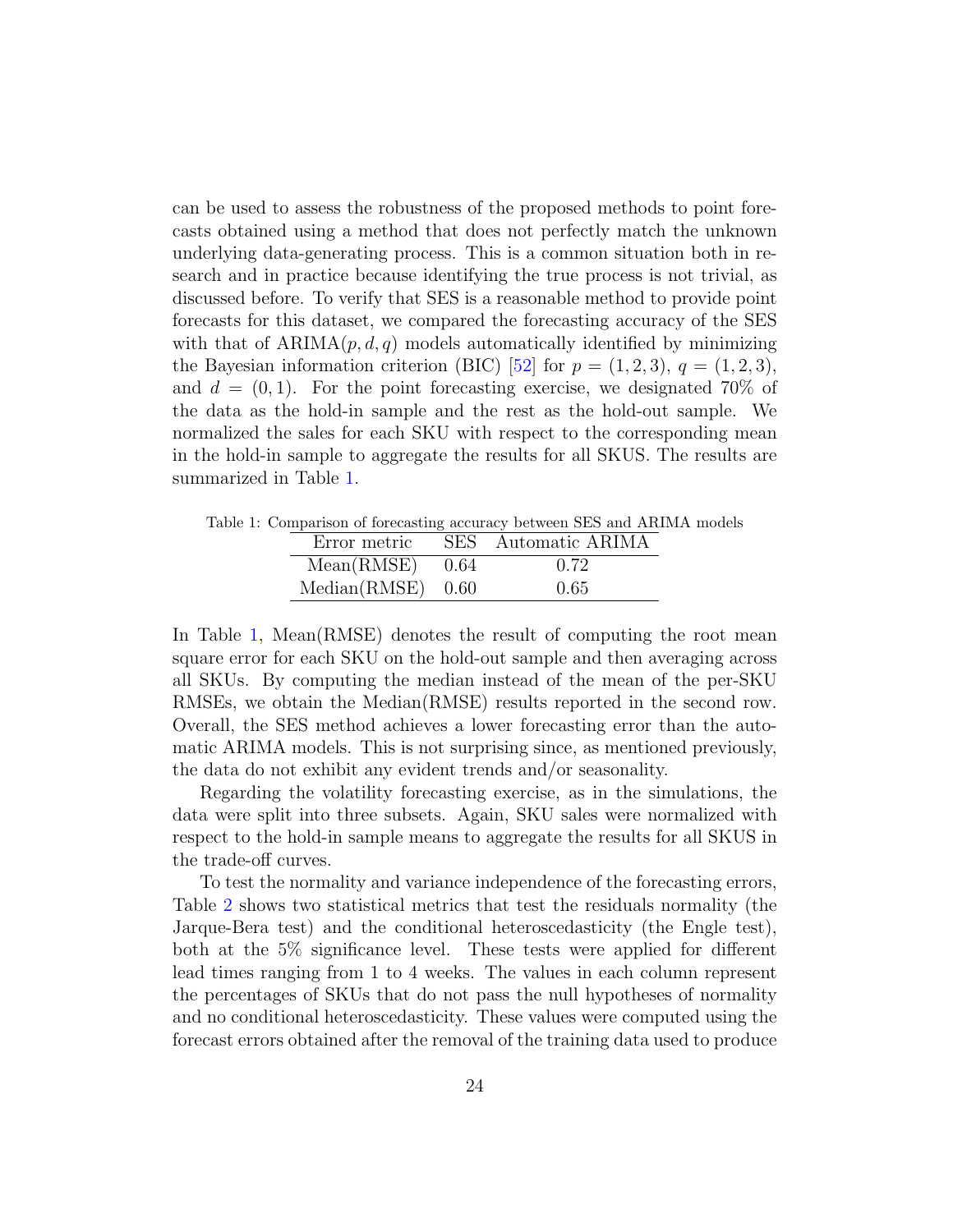can be used to assess the robustness of the proposed methods to point forecasts obtained using a method that does not perfectly match the unknown underlying data-generating process. This is a common situation both in research and in practice because identifying the true process is not trivial, as discussed before. To verify that SES is a reasonable method to provide point forecasts for this dataset, we compared the forecasting accuracy of the SES with that of ARIMA$(p, d, q)$ models automatically identified by minimizing the Bayesian information criterion (BIC) [52] for $p = (1, 2, 3)$, $q = (1, 2, 3)$, and $d = (0, 1)$. For the point forecasting exercise, we designated 70% of the data as the hold-in sample and the rest as the hold-out sample. We normalized the sales for each SKU with respect to the corresponding mean in the hold-in sample to aggregate the results for all SKUS. The results are summarized in Table 1.

Table 1: Comparison of forecasting accuracy between SES and ARIMA models

| Error metric | SES | Automatic ARIMA |
|---|---|---|
| Mean(RMSE) | 0.64 | 0.72 |
| Median(RMSE) | 0.60 | 0.65 |

In Table 1, Mean(RMSE) denotes the result of computing the root mean square error for each SKU on the hold-out sample and then averaging across all SKUs. By computing the median instead of the mean of the per-SKU RMSEs, we obtain the Median(RMSE) results reported in the second row. Overall, the SES method achieves a lower forecasting error than the automatic ARIMA models. This is not surprising since, as mentioned previously, the data do not exhibit any evident trends and/or seasonality.

Regarding the volatility forecasting exercise, as in the simulations, the data were split into three subsets. Again, SKU sales were normalized with respect to the hold-in sample means to aggregate the results for all SKUS in the trade-off curves.

To test the normality and variance independence of the forecasting errors, Table 2 shows two statistical metrics that test the residuals normality (the Jarque-Bera test) and the conditional heteroscedasticity (the Engle test), both at the 5% significance level. These tests were applied for different lead times ranging from 1 to 4 weeks. The values in each column represent the percentages of SKUs that do not pass the null hypotheses of normality and no conditional heteroscedasticity. These values were computed using the forecast errors obtained after the removal of the training data used to produce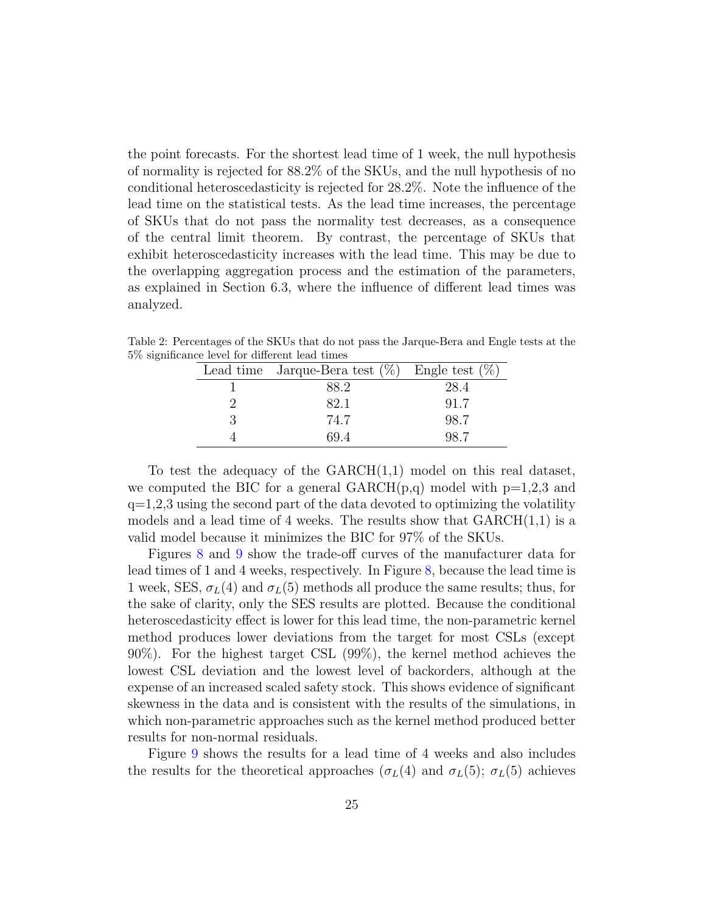the point forecasts. For the shortest lead time of 1 week, the null hypothesis of normality is rejected for 88.2% of the SKUs, and the null hypothesis of no conditional heteroscedasticity is rejected for 28.2%. Note the influence of the lead time on the statistical tests. As the lead time increases, the percentage of SKUs that do not pass the normality test decreases, as a consequence of the central limit theorem. By contrast, the percentage of SKUs that exhibit heteroscedasticity increases with the lead time. This may be due to the overlapping aggregation process and the estimation of the parameters, as explained in Section 6.3, where the influence of different lead times was analyzed.

Table 2: Percentages of the SKUs that do not pass the Jarque-Bera and Engle tests at the 5% significance level for different lead times

| Lead time | Jarque-Bera test (%) | Engle test (%) |
|---|---|---|
| 1 | 88.2 | 28.4 |
| 2 | 82.1 | 91.7 |
| 3 | 74.7 | 98.7 |
| 4 | 69.4 | 98.7 |

To test the adequacy of the GARCH(1,1) model on this real dataset, we computed the BIC for a general GARCH(p,q) model with p=1,2,3 and q=1,2,3 using the second part of the data devoted to optimizing the volatility models and a lead time of 4 weeks. The results show that GARCH(1,1) is a valid model because it minimizes the BIC for 97% of the SKUs.

Figures 8 and 9 show the trade-off curves of the manufacturer data for lead times of 1 and 4 weeks, respectively. In Figure 8, because the lead time is 1 week, SES, $\sigma_L(4)$ and $\sigma_L(5)$ methods all produce the same results; thus, for the sake of clarity, only the SES results are plotted. Because the conditional heteroscedasticity effect is lower for this lead time, the non-parametric kernel method produces lower deviations from the target for most CSLs (except 90%). For the highest target CSL (99%), the kernel method achieves the lowest CSL deviation and the lowest level of backorders, although at the expense of an increased scaled safety stock. This shows evidence of significant skewness in the data and is consistent with the results of the simulations, in which non-parametric approaches such as the kernel method produced better results for non-normal residuals.

Figure 9 shows the results for a lead time of 4 weeks and also includes the results for the theoretical approaches ($\sigma_L(4)$ and $\sigma_L(5)$; $\sigma_L(5)$ achieves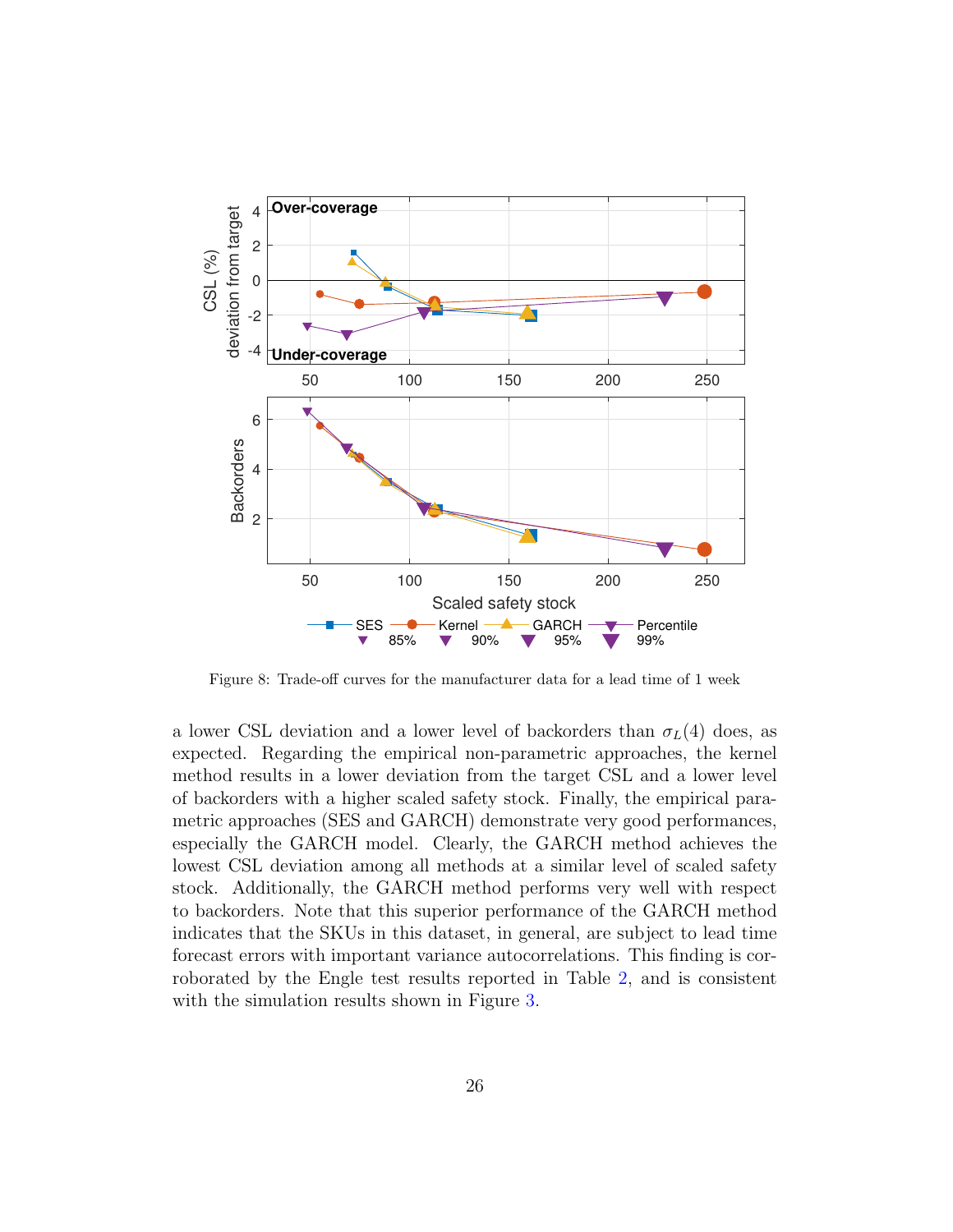Figure 8: Trade-off curves for the manufacturer data for a lead time of 1 week

a lower CSL deviation and a lower level of backorders than $\sigma_L(4)$ does, as expected. Regarding the empirical non-parametric approaches, the kernel method results in a lower deviation from the target CSL and a lower level of backorders with a higher scaled safety stock. Finally, the empirical parametric approaches (SES and GARCH) demonstrate very good performances, especially the GARCH model. Clearly, the GARCH method achieves the lowest CSL deviation among all methods at a similar level of scaled safety stock. Additionally, the GARCH method performs very well with respect to backorders. Note that this superior performance of the GARCH method indicates that the SKUs in this dataset, in general, are subject to lead time forecast errors with important variance autocorrelations. This finding is corroborated by the Engle test results reported in Table 2, and is consistent with the simulation results shown in Figure 3.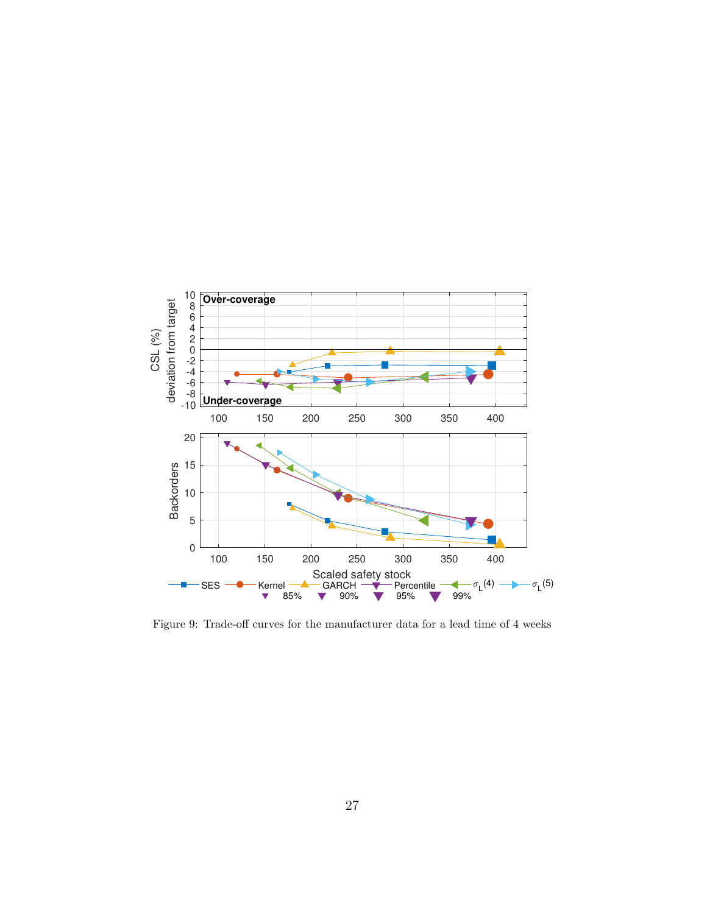Figure 9: Trade-off curves for the manufacturer data for a lead time of 4 weeks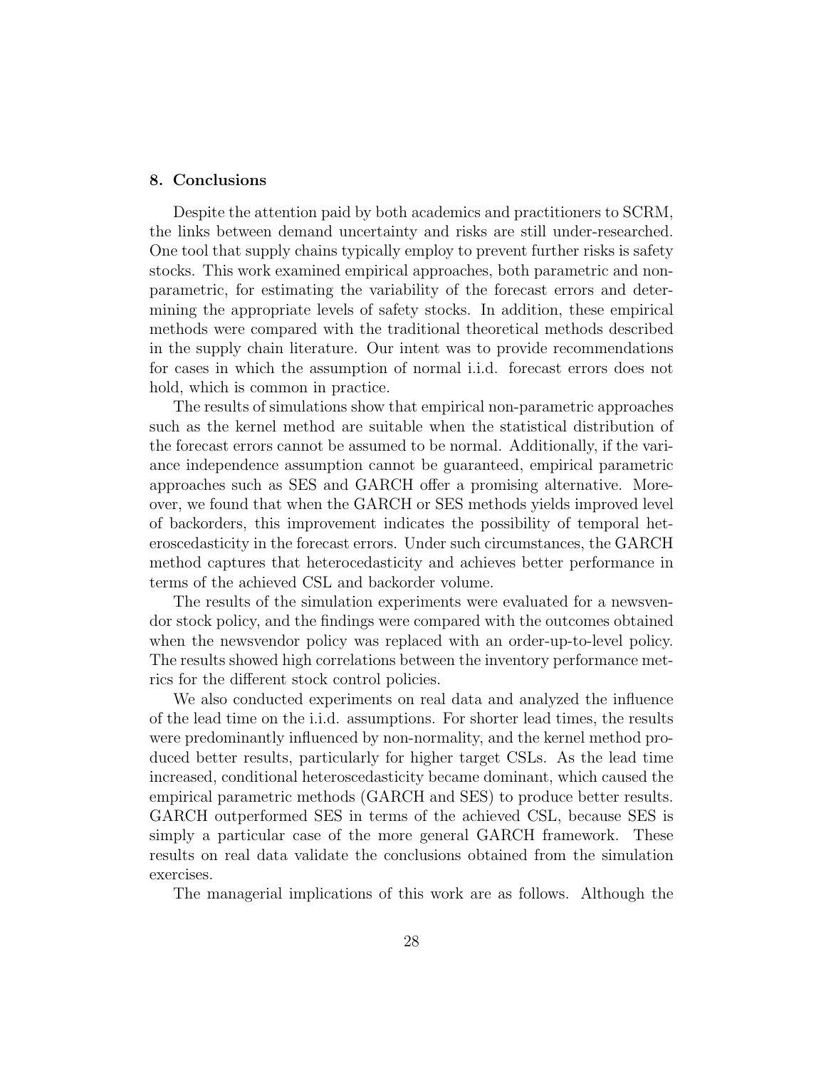## 8. Conclusions

Despite the attention paid by both academics and practitioners to SCRM, the links between demand uncertainty and risks are still under-researched. One tool that supply chains typically employ to prevent further risks is safety stocks. This work examined empirical approaches, both parametric and non-parametric, for estimating the variability of the forecast errors and determining the appropriate levels of safety stocks. In addition, these empirical methods were compared with the traditional theoretical methods described in the supply chain literature. Our intent was to provide recommendations for cases in which the assumption of normal i.i.d. forecast errors does not hold, which is common in practice.

The results of simulations show that empirical non-parametric approaches such as the kernel method are suitable when the statistical distribution of the forecast errors cannot be assumed to be normal. Additionally, if the variance independence assumption cannot be guaranteed, empirical parametric approaches such as SES and GARCH offer a promising alternative. Moreover, we found that when the GARCH or SES methods yields improved level of backorders, this improvement indicates the possibility of temporal heteroscedasticity in the forecast errors. Under such circumstances, the GARCH method captures that heterocedasticity and achieves better performance in terms of the achieved CSL and backorder volume.

The results of the simulation experiments were evaluated for a newsvendor stock policy, and the findings were compared with the outcomes obtained when the newsvendor policy was replaced with an order-up-to-level policy. The results showed high correlations between the inventory performance metrics for the different stock control policies.

We also conducted experiments on real data and analyzed the influence of the lead time on the i.i.d. assumptions. For shorter lead times, the results were predominantly influenced by non-normality, and the kernel method produced better results, particularly for higher target CSLs. As the lead time increased, conditional heteroscedasticity became dominant, which caused the empirical parametric methods (GARCH and SES) to produce better results. GARCH outperformed SES in terms of the achieved CSL, because SES is simply a particular case of the more general GARCH framework. These results on real data validate the conclusions obtained from the simulation exercises.

The managerial implications of this work are as follows. Although the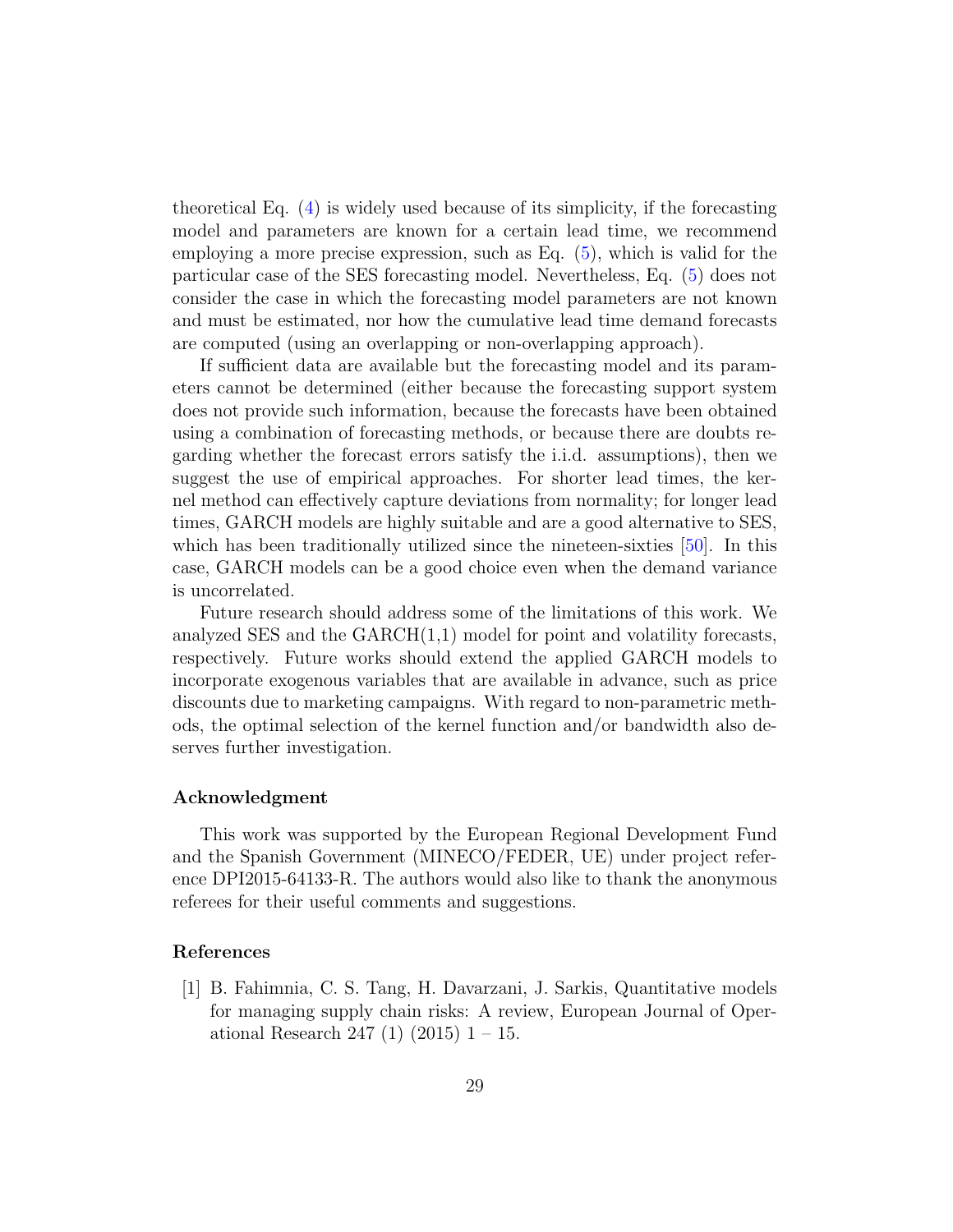theoretical Eq. (4) is widely used because of its simplicity, if the forecasting model and parameters are known for a certain lead time, we recommend employing a more precise expression, such as Eq. (5), which is valid for the particular case of the SES forecasting model. Nevertheless, Eq. (5) does not consider the case in which the forecasting model parameters are not known and must be estimated, nor how the cumulative lead time demand forecasts are computed (using an overlapping or non-overlapping approach).

If sufficient data are available but the forecasting model and its parameters cannot be determined (either because the forecasting support system does not provide such information, because the forecasts have been obtained using a combination of forecasting methods, or because there are doubts regarding whether the forecast errors satisfy the i.i.d. assumptions), then we suggest the use of empirical approaches. For shorter lead times, the kernel method can effectively capture deviations from normality; for longer lead times, GARCH models are highly suitable and are a good alternative to SES, which has been traditionally utilized since the nineteen-sixties [50]. In this case, GARCH models can be a good choice even when the demand variance is uncorrelated.

Future research should address some of the limitations of this work. We analyzed SES and the GARCH(1,1) model for point and volatility forecasts, respectively. Future works should extend the applied GARCH models to incorporate exogenous variables that are available in advance, such as price discounts due to marketing campaigns. With regard to non-parametric methods, the optimal selection of the kernel function and/or bandwidth also deserves further investigation.

## Acknowledgment

This work was supported by the European Regional Development Fund and the Spanish Government (MINECO/FEDER, UE) under project reference DPI2015-64133-R. The authors would also like to thank the anonymous referees for their useful comments and suggestions.

## References

[1] B. Fahimnia, C. S. Tang, H. Davarzani, J. Sarkis, Quantitative models for managing supply chain risks: A review, European Journal of Operational Research 247 (1) (2015) 1 – 15.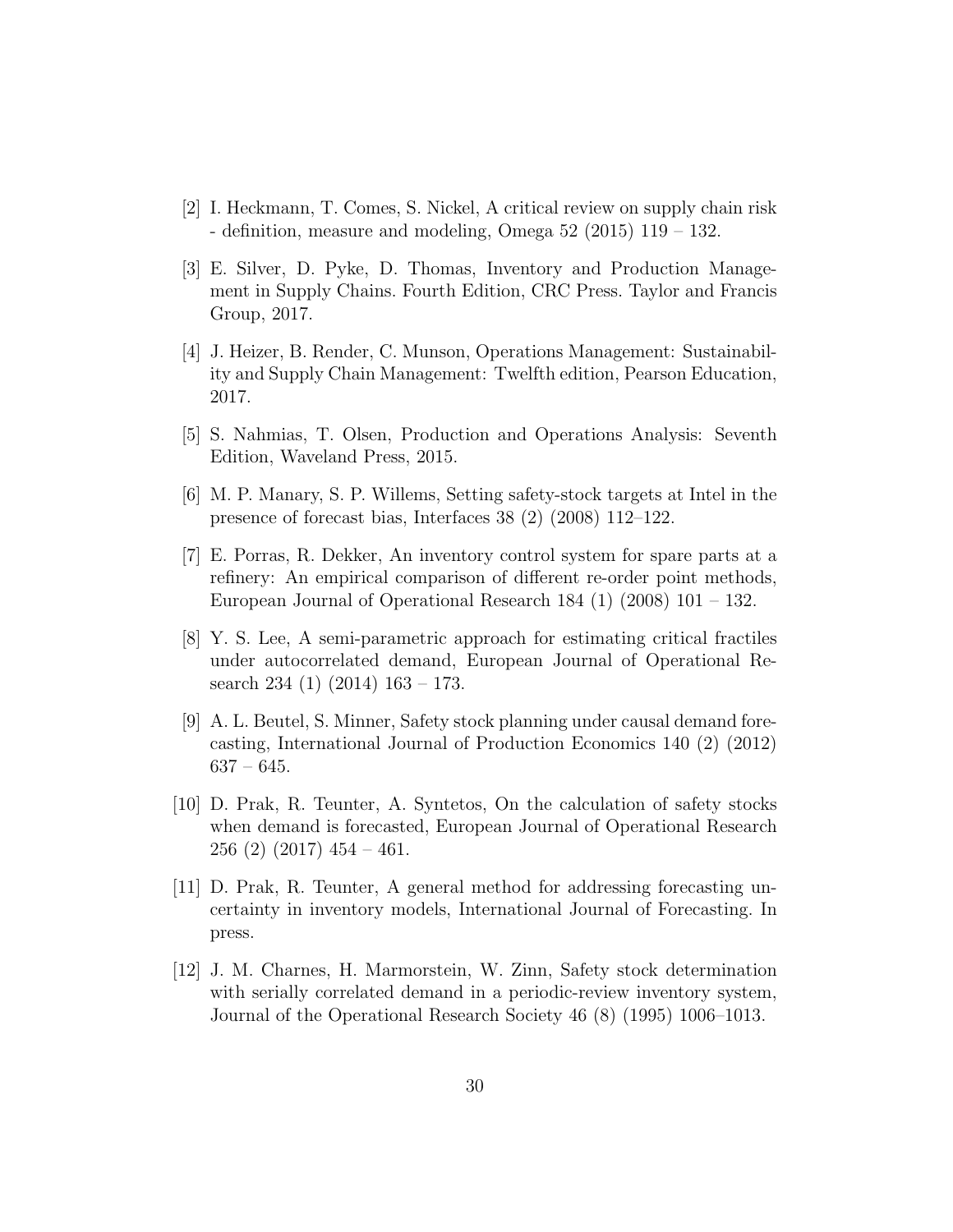[2] I. Heckmann, T. Comes, S. Nickel, A critical review on supply chain risk - definition, measure and modeling, Omega 52 (2015) 119 – 132.

[3] E. Silver, D. Pyke, D. Thomas, Inventory and Production Management in Supply Chains. Fourth Edition, CRC Press. Taylor and Francis Group, 2017.

[4] J. Heizer, B. Render, C. Munson, Operations Management: Sustainability and Supply Chain Management: Twelfth edition, Pearson Education, 2017.

[5] S. Nahmias, T. Olsen, Production and Operations Analysis: Seventh Edition, Waveland Press, 2015.

[6] M. P. Manary, S. P. Willems, Setting safety-stock targets at Intel in the presence of forecast bias, Interfaces 38 (2) (2008) 112–122.

[7] E. Porras, R. Dekker, An inventory control system for spare parts at a refinery: An empirical comparison of different re-order point methods, European Journal of Operational Research 184 (1) (2008) 101 – 132.

[8] Y. S. Lee, A semi-parametric approach for estimating critical fractiles under autocorrelated demand, European Journal of Operational Research 234 (1) (2014) 163 – 173.

[9] A. L. Beutel, S. Minner, Safety stock planning under causal demand forecasting, International Journal of Production Economics 140 (2) (2012) 637 – 645.

[10] D. Prak, R. Teunter, A. Syntetos, On the calculation of safety stocks when demand is forecasted, European Journal of Operational Research 256 (2) (2017) 454 – 461.

[11] D. Prak, R. Teunter, A general method for addressing forecasting uncertainty in inventory models, International Journal of Forecasting. In press.

[12] J. M. Charnes, H. Marmorstein, W. Zinn, Safety stock determination with serially correlated demand in a periodic-review inventory system, Journal of the Operational Research Society 46 (8) (1995) 1006–1013.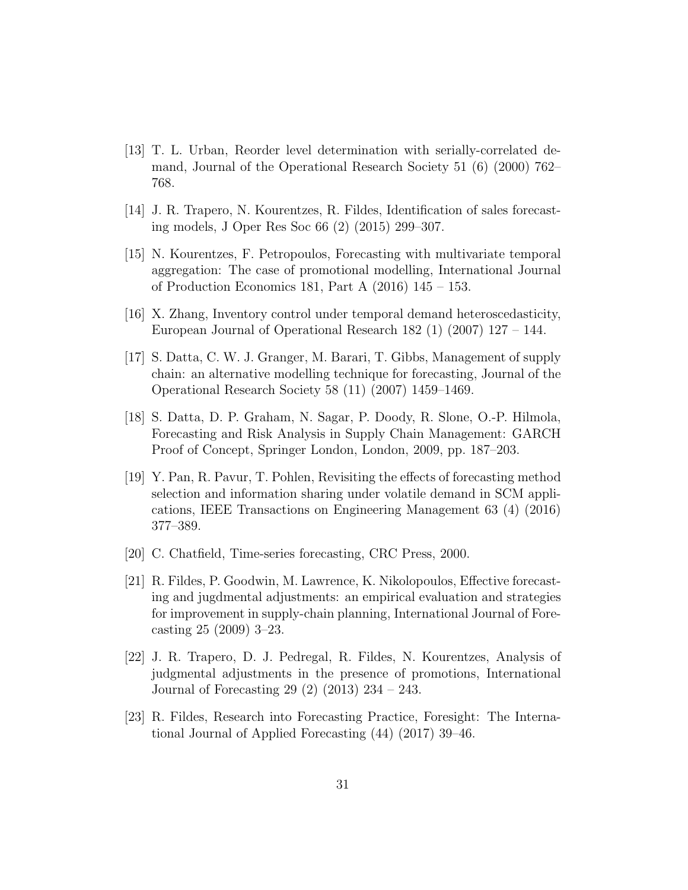[13] T. L. Urban, Reorder level determination with serially-correlated demand, Journal of the Operational Research Society 51 (6) (2000) 762–768.

[14] J. R. Trapero, N. Kourentzes, R. Fildes, Identification of sales forecasting models, J Oper Res Soc 66 (2) (2015) 299–307.

[15] N. Kourentzes, F. Petropoulos, Forecasting with multivariate temporal aggregation: The case of promotional modelling, International Journal of Production Economics 181, Part A (2016) 145 – 153.

[16] X. Zhang, Inventory control under temporal demand heteroscedasticity, European Journal of Operational Research 182 (1) (2007) 127 – 144.

[17] S. Datta, C. W. J. Granger, M. Barari, T. Gibbs, Management of supply chain: an alternative modelling technique for forecasting, Journal of the Operational Research Society 58 (11) (2007) 1459–1469.

[18] S. Datta, D. P. Graham, N. Sagar, P. Doody, R. Slone, O.-P. Hilmola, Forecasting and Risk Analysis in Supply Chain Management: GARCH Proof of Concept, Springer London, London, 2009, pp. 187–203.

[19] Y. Pan, R. Pavur, T. Pohlen, Revisiting the effects of forecasting method selection and information sharing under volatile demand in SCM applications, IEEE Transactions on Engineering Management 63 (4) (2016) 377–389.

[20] C. Chatfield, Time-series forecasting, CRC Press, 2000.

[21] R. Fildes, P. Goodwin, M. Lawrence, K. Nikolopoulos, Effective forecasting and jugdmental adjustments: an empirical evaluation and strategies for improvement in supply-chain planning, International Journal of Forecasting 25 (2009) 3–23.

[22] J. R. Trapero, D. J. Pedregal, R. Fildes, N. Kourentzes, Analysis of judgmental adjustments in the presence of promotions, International Journal of Forecasting 29 (2) (2013) 234 – 243.

[23] R. Fildes, Research into Forecasting Practice, Foresight: The International Journal of Applied Forecasting (44) (2017) 39–46.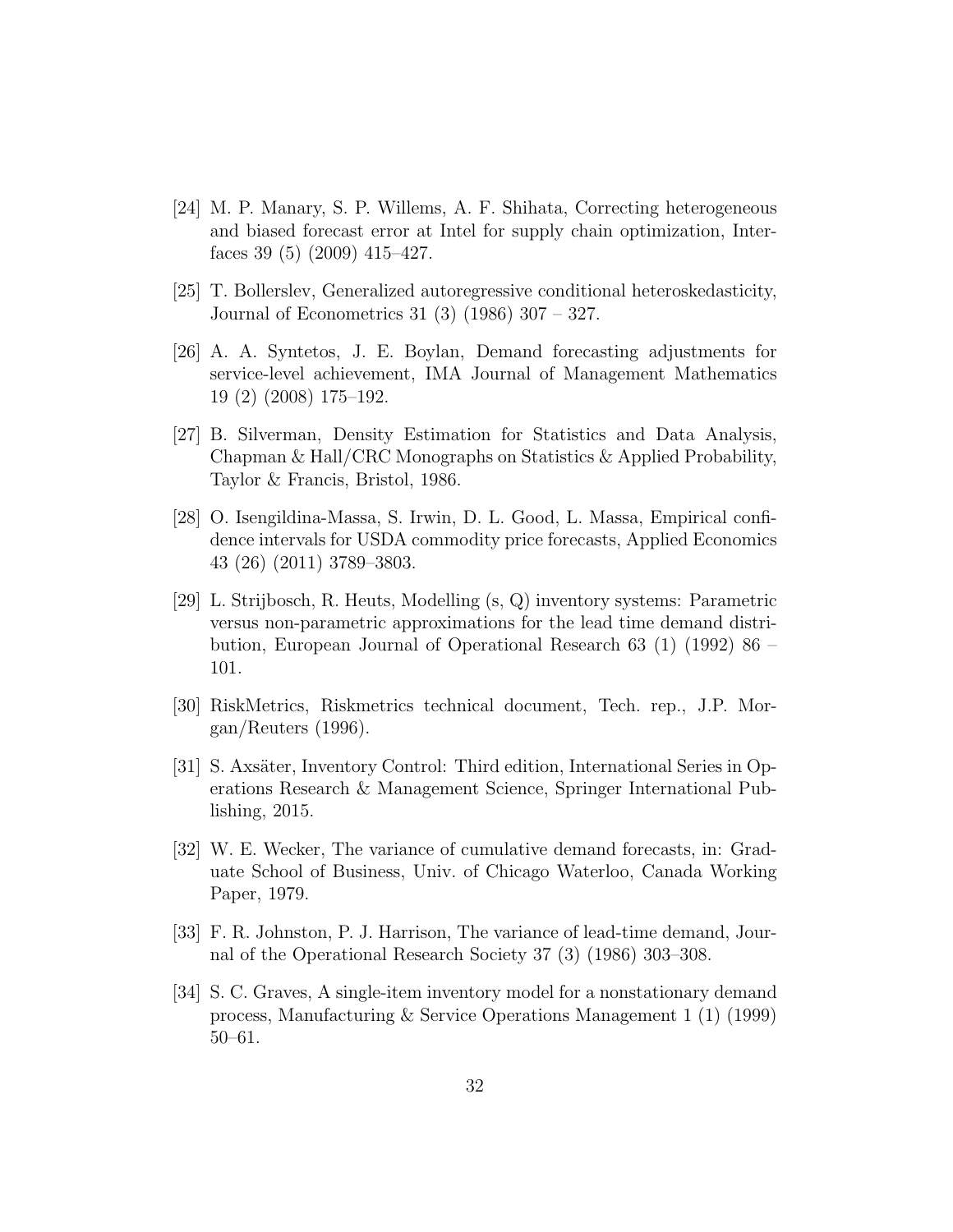[24] M. P. Manary, S. P. Willems, A. F. Shihata, Correcting heterogeneous and biased forecast error at Intel for supply chain optimization, Interfaces 39 (5) (2009) 415–427.

[25] T. Bollerslev, Generalized autoregressive conditional heteroskedasticity, Journal of Econometrics 31 (3) (1986) 307 – 327.

[26] A. A. Syntetos, J. E. Boylan, Demand forecasting adjustments for service-level achievement, IMA Journal of Management Mathematics 19 (2) (2008) 175–192.

[27] B. Silverman, Density Estimation for Statistics and Data Analysis, Chapman & Hall/CRC Monographs on Statistics & Applied Probability, Taylor & Francis, Bristol, 1986.

[28] O. Isengildina-Massa, S. Irwin, D. L. Good, L. Massa, Empirical confidence intervals for USDA commodity price forecasts, Applied Economics 43 (26) (2011) 3789–3803.

[29] L. Strijbosch, R. Heuts, Modelling (s, Q) inventory systems: Parametric versus non-parametric approximations for the lead time demand distribution, European Journal of Operational Research 63 (1) (1992) 86 – 101.

[30] RiskMetrics, Riskmetrics technical document, Tech. rep., J.P. Morgan/Reuters (1996).

[31] S. Axsäter, Inventory Control: Third edition, International Series in Operations Research & Management Science, Springer International Publishing, 2015.

[32] W. E. Wecker, The variance of cumulative demand forecasts, in: Graduate School of Business, Univ. of Chicago Waterloo, Canada Working Paper, 1979.

[33] F. R. Johnston, P. J. Harrison, The variance of lead-time demand, Journal of the Operational Research Society 37 (3) (1986) 303–308.

[34] S. C. Graves, A single-item inventory model for a nonstationary demand process, Manufacturing & Service Operations Management 1 (1) (1999) 50–61.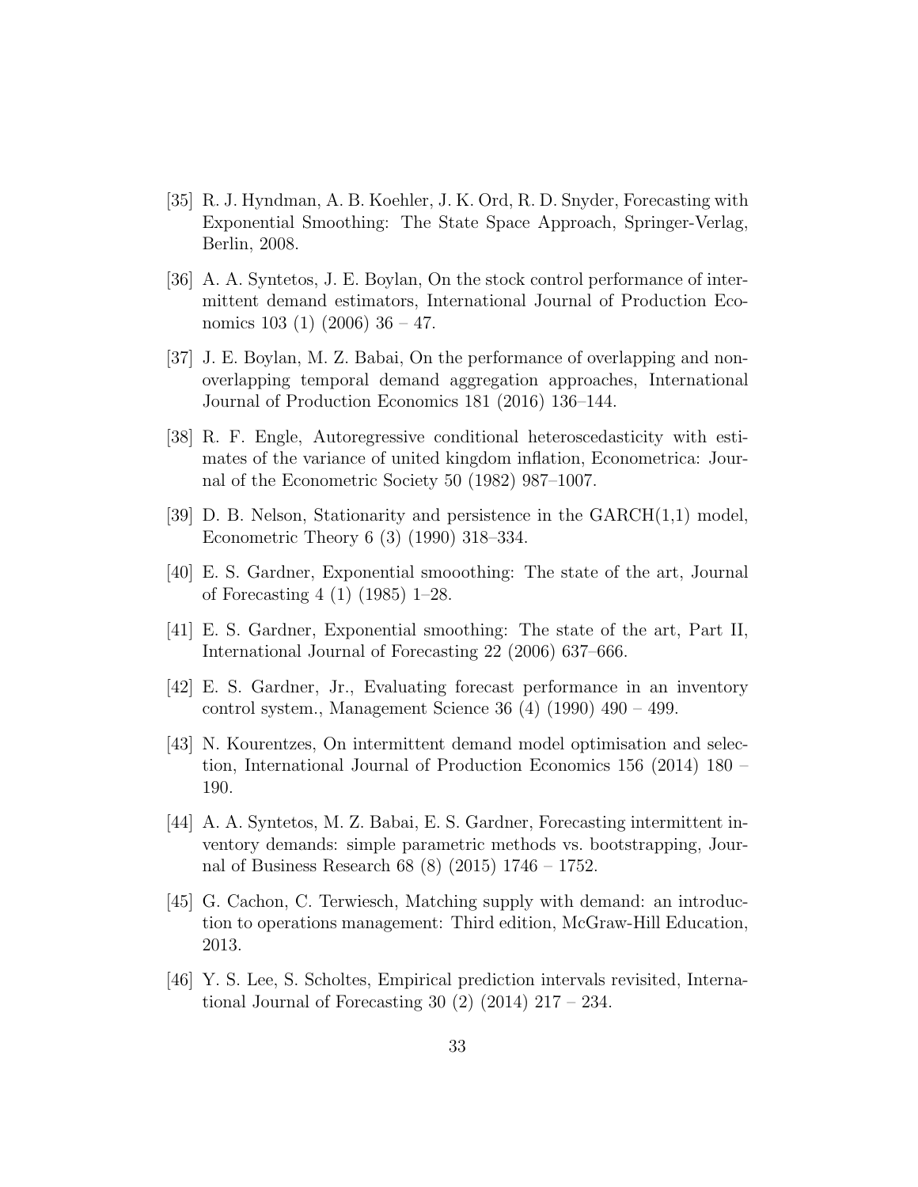[35] R. J. Hyndman, A. B. Koehler, J. K. Ord, R. D. Snyder, Forecasting with Exponential Smoothing: The State Space Approach, Springer-Verlag, Berlin, 2008.

[36] A. A. Syntetos, J. E. Boylan, On the stock control performance of intermittent demand estimators, International Journal of Production Economics 103 (1) (2006) 36 – 47.

[37] J. E. Boylan, M. Z. Babai, On the performance of overlapping and non-overlapping temporal demand aggregation approaches, International Journal of Production Economics 181 (2016) 136–144.

[38] R. F. Engle, Autoregressive conditional heteroscedasticity with estimates of the variance of united kingdom inflation, Econometrica: Journal of the Econometric Society 50 (1982) 987–1007.

[39] D. B. Nelson, Stationarity and persistence in the GARCH(1,1) model, Econometric Theory 6 (3) (1990) 318–334.

[40] E. S. Gardner, Exponential smooothing: The state of the art, Journal of Forecasting 4 (1) (1985) 1–28.

[41] E. S. Gardner, Exponential smoothing: The state of the art, Part II, International Journal of Forecasting 22 (2006) 637–666.

[42] E. S. Gardner, Jr., Evaluating forecast performance in an inventory control system., Management Science 36 (4) (1990) 490 – 499.

[43] N. Kourentzes, On intermittent demand model optimisation and selection, International Journal of Production Economics 156 (2014) 180 – 190.

[44] A. A. Syntetos, M. Z. Babai, E. S. Gardner, Forecasting intermittent inventory demands: simple parametric methods vs. bootstrapping, Journal of Business Research 68 (8) (2015) 1746 – 1752.

[45] G. Cachon, C. Terwiesch, Matching supply with demand: an introduction to operations management: Third edition, McGraw-Hill Education, 2013.

[46] Y. S. Lee, S. Scholtes, Empirical prediction intervals revisited, International Journal of Forecasting 30 (2) (2014) 217 – 234.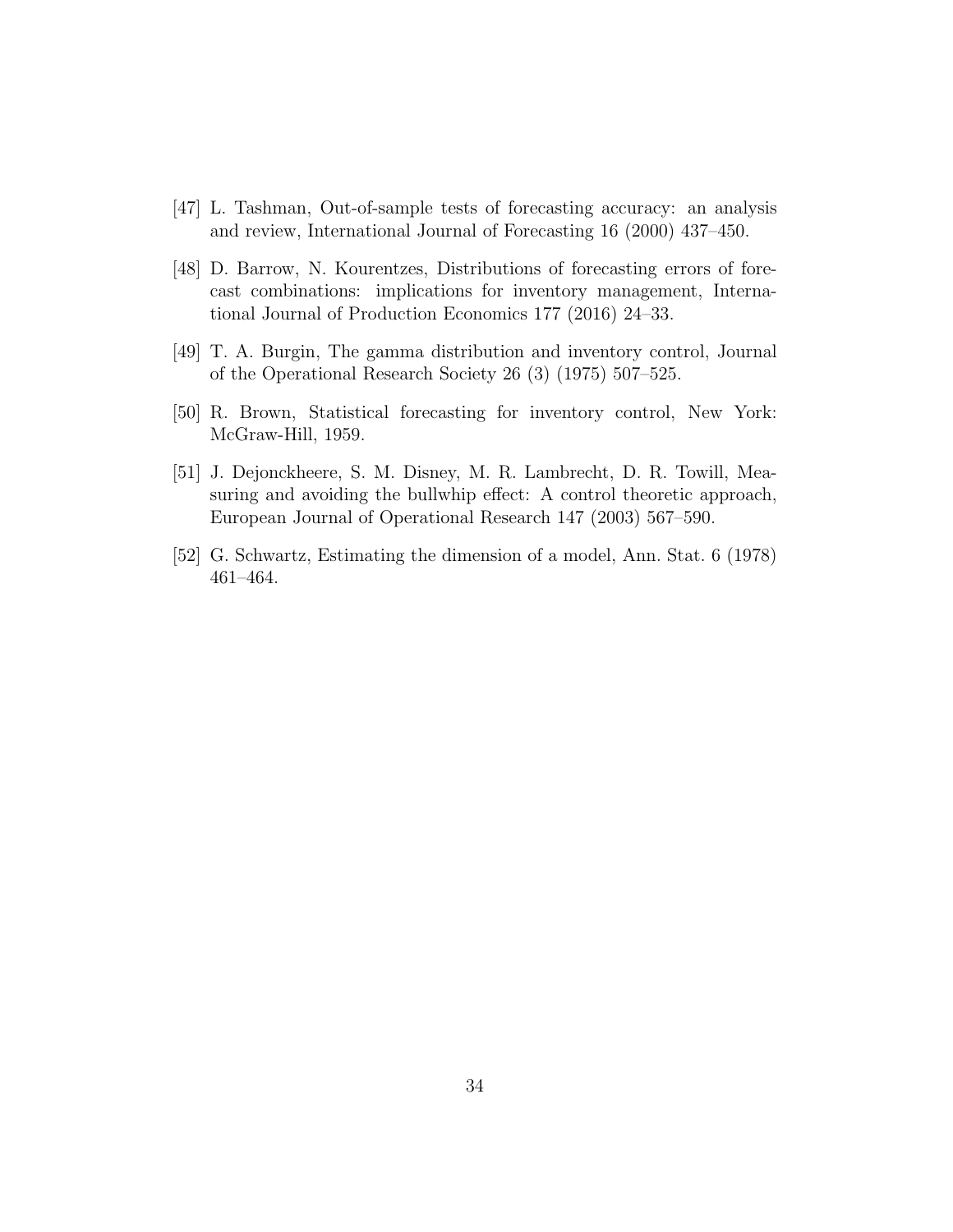[47] L. Tashman, Out-of-sample tests of forecasting accuracy: an analysis and review, International Journal of Forecasting 16 (2000) 437–450.

[48] D. Barrow, N. Kourentzes, Distributions of forecasting errors of forecast combinations: implications for inventory management, International Journal of Production Economics 177 (2016) 24–33.

[49] T. A. Burgin, The gamma distribution and inventory control, Journal of the Operational Research Society 26 (3) (1975) 507–525.

[50] R. Brown, Statistical forecasting for inventory control, New York: McGraw-Hill, 1959.

[51] J. Dejonckheere, S. M. Disney, M. R. Lambrecht, D. R. Towill, Measuring and avoiding the bullwhip effect: A control theoretic approach, European Journal of Operational Research 147 (2003) 567–590.

[52] G. Schwartz, Estimating the dimension of a model, Ann. Stat. 6 (1978) 461–464.